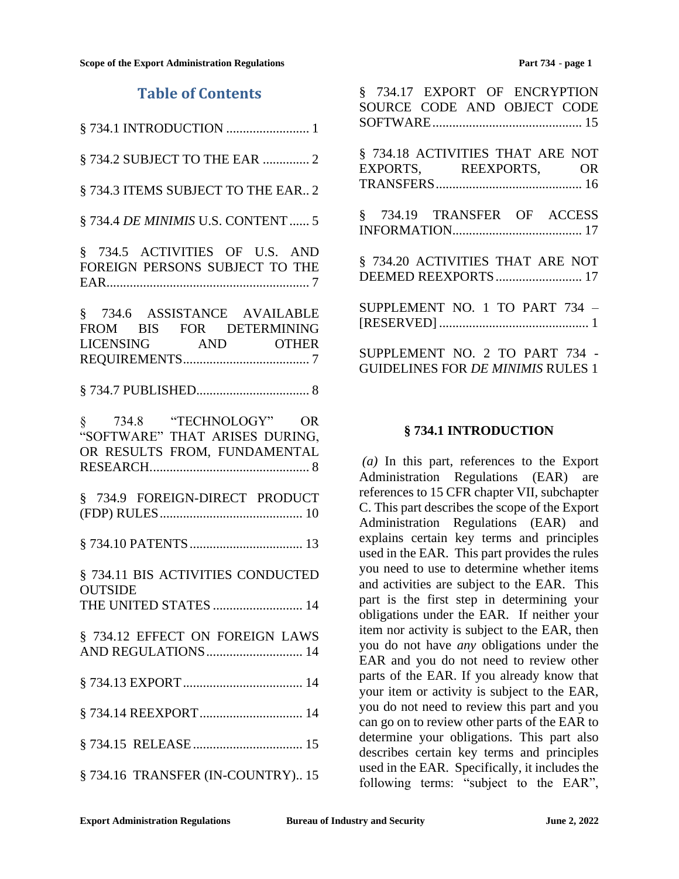# Table of Contents

§ 734.1 INTRODUCTION ......................... 1

§ 734.2 SUBJECT TO THE EAR .............. 2

§ 734.3 ITEMS SUBJECT TO THE EAR.. 2

§ 734.4 *DE MINIMIS* U.S. CONTENT ...... 5

§ 734.5 ACTIVITIES OF U.S. AND FOREIGN PERSONS SUBJECT TO THE EAR............................................................. 7

§ 734.6 ASSISTANCE AVAILABLE FROM BIS FOR DETERMINING LICENSING AND OTHER REQUIREMENTS...................................... 7

§ 734.7 PUBLISHED.................................. 8

§ 734.8 "TECHNOLOGY" OR "SOFTWARE" THAT ARISES DURING, OR RESULTS FROM, FUNDAMENTAL RESEARCH................................................ 8

§ 734.9 FOREIGN-DIRECT PRODUCT (FDP) RULES........................................... 10

§ 734.10 PATENTS.................................. 13

§ 734.11 BIS ACTIVITIES CONDUCTED OUTSIDE THE UNITED STATES ........................... 14

§ 734.12 EFFECT ON FOREIGN LAWS AND REGULATIONS............................. 14

§ 734.13 EXPORT.................................... 14

§ 734.14 REEXPORT............................... 14

§ 734.15 RELEASE................................. 15

§ 734.16 TRANSFER (IN-COUNTRY).. 15

§ 734.17 EXPORT OF ENCRYPTION SOURCE CODE AND OBJECT CODE SOFTWARE............................................. 15

§ 734.18 ACTIVITIES THAT ARE NOT EXPORTS, REEXPORTS, OR TRANSFERS............................................ 16

§ 734.19 TRANSFER OF ACCESS INFORMATION....................................... 17

§ 734.20 ACTIVITIES THAT ARE NOT DEEMED REEXPORTS .......................... 17

SUPPLEMENT NO. 1 TO PART 734 – [RESERVED] ............................................. 1

SUPPLEMENT NO. 2 TO PART 734 - GUIDELINES FOR *DE MINIMIS* RULES 1

## § 734.1 INTRODUCTION

*(a)* In this part, references to the Export Administration Regulations (EAR) are references to 15 CFR chapter VII, subchapter C. This part describes the scope of the Export Administration Regulations (EAR) and explains certain key terms and principles used in the EAR. This part provides the rules you need to use to determine whether items and activities are subject to the EAR. This part is the first step in determining your obligations under the EAR. If neither your item nor activity is subject to the EAR, then you do not have *any* obligations under the EAR and you do not need to review other parts of the EAR. If you already know that your item or activity is subject to the EAR, you do not need to review this part and you can go on to review other parts of the EAR to determine your obligations. This part also describes certain key terms and principles used in the EAR. Specifically, it includes the following terms: "subject to the EAR",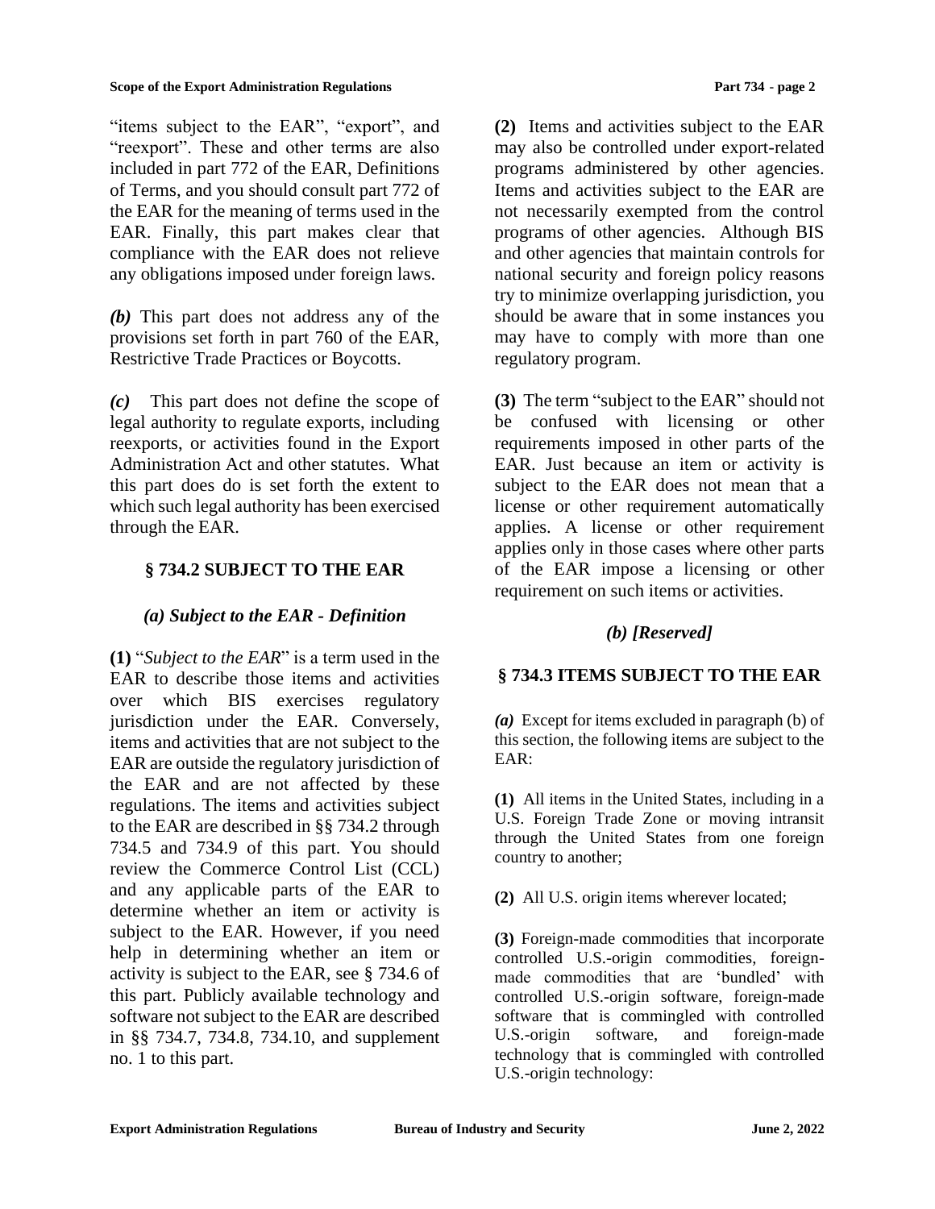"items subject to the EAR", "export", and "reexport". These and other terms are also included in part 772 of the EAR, Definitions of Terms, and you should consult part 772 of the EAR for the meaning of terms used in the EAR. Finally, this part makes clear that compliance with the EAR does not relieve any obligations imposed under foreign laws.

*(b)* This part does not address any of the provisions set forth in part 760 of the EAR, Restrictive Trade Practices or Boycotts.

*(c)* This part does not define the scope of legal authority to regulate exports, including reexports, or activities found in the Export Administration Act and other statutes. What this part does do is set forth the extent to which such legal authority has been exercised through the EAR.

## § 734.2 SUBJECT TO THE EAR

### *(a) Subject to the EAR - Definition*

**(1)** "*Subject to the EAR*" is a term used in the EAR to describe those items and activities over which BIS exercises regulatory jurisdiction under the EAR. Conversely, items and activities that are not subject to the EAR are outside the regulatory jurisdiction of the EAR and are not affected by these regulations. The items and activities subject to the EAR are described in §§ 734.2 through 734.5 and 734.9 of this part. You should review the Commerce Control List (CCL) and any applicable parts of the EAR to determine whether an item or activity is subject to the EAR. However, if you need help in determining whether an item or activity is subject to the EAR, see § 734.6 of this part. Publicly available technology and software not subject to the EAR are described in §§ 734.7, 734.8, 734.10, and supplement no. 1 to this part.

**(2)** Items and activities subject to the EAR may also be controlled under export-related programs administered by other agencies. Items and activities subject to the EAR are not necessarily exempted from the control programs of other agencies. Although BIS and other agencies that maintain controls for national security and foreign policy reasons try to minimize overlapping jurisdiction, you should be aware that in some instances you may have to comply with more than one regulatory program.

**(3)** The term "subject to the EAR" should not be confused with licensing or other requirements imposed in other parts of the EAR. Just because an item or activity is subject to the EAR does not mean that a license or other requirement automatically applies. A license or other requirement applies only in those cases where other parts of the EAR impose a licensing or other requirement on such items or activities.

### *(b) [Reserved]*

## § 734.3 ITEMS SUBJECT TO THE EAR

*(a)* Except for items excluded in paragraph (b) of this section, the following items are subject to the EAR:

**(1)** All items in the United States, including in a U.S. Foreign Trade Zone or moving intransit through the United States from one foreign country to another;

**(2)** All U.S. origin items wherever located;

**(3)** Foreign-made commodities that incorporate controlled U.S.-origin commodities, foreign-made commodities that are 'bundled' with controlled U.S.-origin software, foreign-made software that is commingled with controlled U.S.-origin software, and foreign-made technology that is commingled with controlled U.S.-origin technology: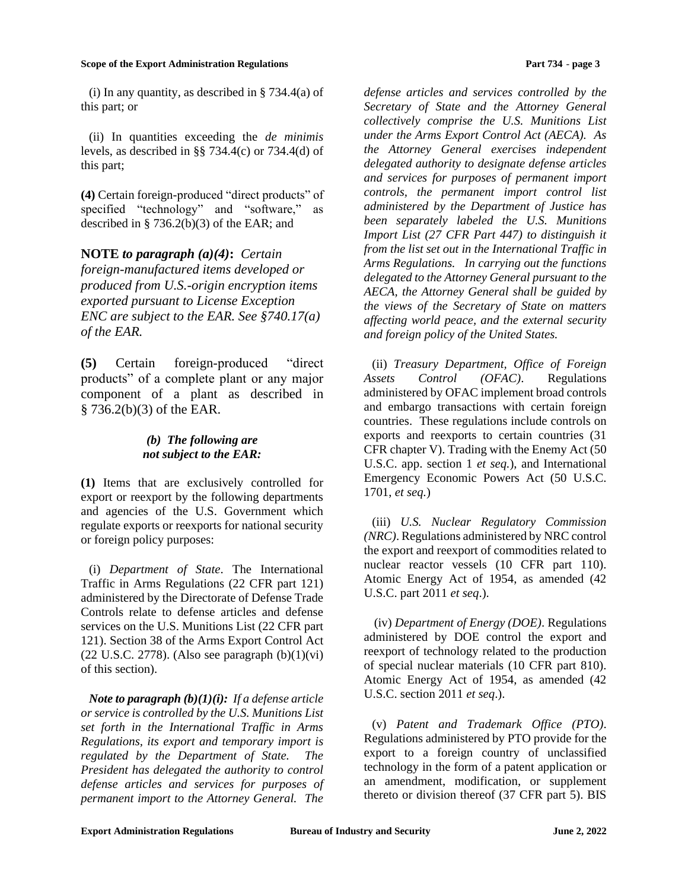(i) In any quantity, as described in § 734.4(a) of this part; or

(ii) In quantities exceeding the *de minimis* levels, as described in §§ 734.4(c) or 734.4(d) of this part;

**(4)** Certain foreign-produced "direct products" of specified "technology" and "software," as described in § 736.2(b)(3) of the EAR; and

**NOTE** ***to paragraph (a)(4)*****:** *Certain foreign-manufactured items developed or produced from U.S.-origin encryption items exported pursuant to License Exception ENC are subject to the EAR. See §740.17(a) of the EAR.*

**(5)** Certain foreign-produced "direct products" of a complete plant or any major component of a plant as described in § 736.2(b)(3) of the EAR.

***(b) The following are not subject to the EAR:***

**(1)** Items that are exclusively controlled for export or reexport by the following departments and agencies of the U.S. Government which regulate exports or reexports for national security or foreign policy purposes:

(i) *Department of State*. The International Traffic in Arms Regulations (22 CFR part 121) administered by the Directorate of Defense Trade Controls relate to defense articles and defense services on the U.S. Munitions List (22 CFR part 121). Section 38 of the Arms Export Control Act (22 U.S.C. 2778). (Also see paragraph (b)(1)(vi) of this section).

***Note to paragraph (b)(1)(i):*** *If a defense article or service is controlled by the U.S. Munitions List set forth in the International Traffic in Arms Regulations, its export and temporary import is regulated by the Department of State. The President has delegated the authority to control defense articles and services for purposes of permanent import to the Attorney General. The defense articles and services controlled by the Secretary of State and the Attorney General collectively comprise the U.S. Munitions List under the Arms Export Control Act (AECA). As the Attorney General exercises independent delegated authority to designate defense articles and services for purposes of permanent import controls, the permanent import control list administered by the Department of Justice has been separately labeled the U.S. Munitions Import List (27 CFR Part 447) to distinguish it from the list set out in the International Traffic in Arms Regulations. In carrying out the functions delegated to the Attorney General pursuant to the AECA, the Attorney General shall be guided by the views of the Secretary of State on matters affecting world peace, and the external security and foreign policy of the United States.*

(ii) *Treasury Department, Office of Foreign Assets Control (OFAC)*. Regulations administered by OFAC implement broad controls and embargo transactions with certain foreign countries. These regulations include controls on exports and reexports to certain countries (31 CFR chapter V). Trading with the Enemy Act (50 U.S.C. app. section 1 *et seq.*), and International Emergency Economic Powers Act (50 U.S.C. 1701, *et seq.*)

(iii) *U.S. Nuclear Regulatory Commission (NRC)*. Regulations administered by NRC control the export and reexport of commodities related to nuclear reactor vessels (10 CFR part 110). Atomic Energy Act of 1954, as amended (42 U.S.C. part 2011 *et seq*.).

(iv) *Department of Energy (DOE)*. Regulations administered by DOE control the export and reexport of technology related to the production of special nuclear materials (10 CFR part 810). Atomic Energy Act of 1954, as amended (42 U.S.C. section 2011 *et seq*.).

(v) *Patent and Trademark Office (PTO)*. Regulations administered by PTO provide for the export to a foreign country of unclassified technology in the form of a patent application or an amendment, modification, or supplement thereto or division thereof (37 CFR part 5). BIS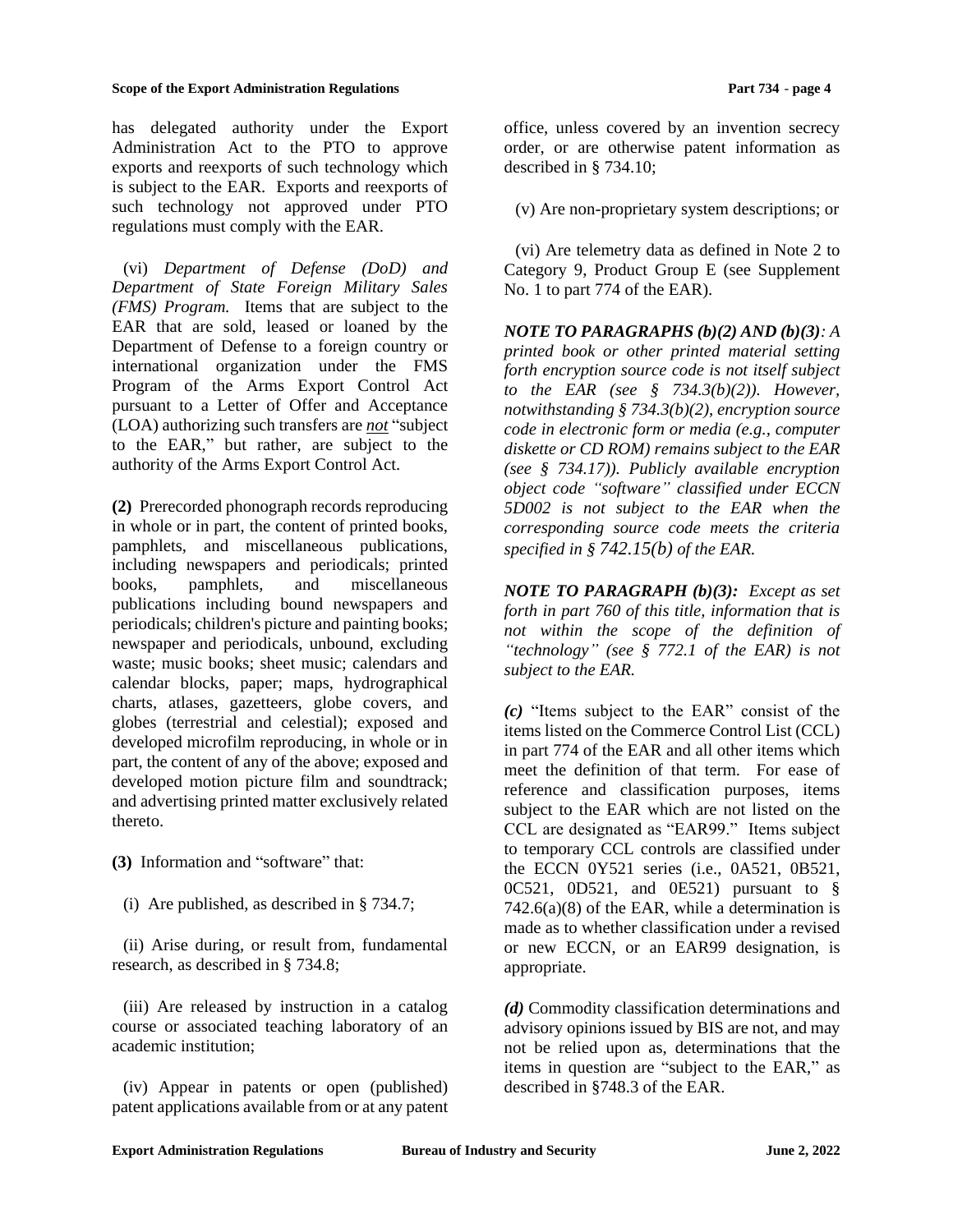has delegated authority under the Export Administration Act to the PTO to approve exports and reexports of such technology which is subject to the EAR. Exports and reexports of such technology not approved under PTO regulations must comply with the EAR.

(vi) *Department of Defense (DoD) and Department of State Foreign Military Sales (FMS) Program.* Items that are subject to the EAR that are sold, leased or loaned by the Department of Defense to a foreign country or international organization under the FMS Program of the Arms Export Control Act pursuant to a Letter of Offer and Acceptance (LOA) authorizing such transfers are ***not*** "subject to the EAR," but rather, are subject to the authority of the Arms Export Control Act.

**(2)** Prerecorded phonograph records reproducing in whole or in part, the content of printed books, pamphlets, and miscellaneous publications, including newspapers and periodicals; printed books, pamphlets, and miscellaneous publications including bound newspapers and periodicals; children's picture and painting books; newspaper and periodicals, unbound, excluding waste; music books; sheet music; calendars and calendar blocks, paper; maps, hydrographical charts, atlases, gazetteers, globe covers, and globes (terrestrial and celestial); exposed and developed microfilm reproducing, in whole or in part, the content of any of the above; exposed and developed motion picture film and soundtrack; and advertising printed matter exclusively related thereto.

**(3)** Information and "software" that:

(i) Are published, as described in § 734.7;

(ii) Arise during, or result from, fundamental research, as described in § 734.8;

(iii) Are released by instruction in a catalog course or associated teaching laboratory of an academic institution;

(iv) Appear in patents or open (published) patent applications available from or at any patent office, unless covered by an invention secrecy order, or are otherwise patent information as described in § 734.10;

(v) Are non-proprietary system descriptions; or

(vi) Are telemetry data as defined in Note 2 to Category 9, Product Group E (see Supplement No. 1 to part 774 of the EAR).

***NOTE TO PARAGRAPHS (b)(2) AND (b)(3):*** *A printed book or other printed material setting forth encryption source code is not itself subject to the EAR (see § 734.3(b)(2)). However, notwithstanding § 734.3(b)(2), encryption source code in electronic form or media (e.g., computer diskette or CD ROM) remains subject to the EAR (see § 734.17)). Publicly available encryption object code "software" classified under ECCN 5D002 is not subject to the EAR when the corresponding source code meets the criteria specified in § 742.15(b) of the EAR.*

***NOTE TO PARAGRAPH (b)(3):*** *Except as set forth in part 760 of this title, information that is not within the scope of the definition of "technology" (see § 772.1 of the EAR) is not subject to the EAR.*

***(c)*** "Items subject to the EAR" consist of the items listed on the Commerce Control List (CCL) in part 774 of the EAR and all other items which meet the definition of that term. For ease of reference and classification purposes, items subject to the EAR which are not listed on the CCL are designated as "EAR99." Items subject to temporary CCL controls are classified under the ECCN 0Y521 series (i.e., 0A521, 0B521, 0C521, 0D521, and 0E521) pursuant to § 742.6(a)(8) of the EAR, while a determination is made as to whether classification under a revised or new ECCN, or an EAR99 designation, is appropriate.

***(d)*** Commodity classification determinations and advisory opinions issued by BIS are not, and may not be relied upon as, determinations that the items in question are "subject to the EAR," as described in §748.3 of the EAR.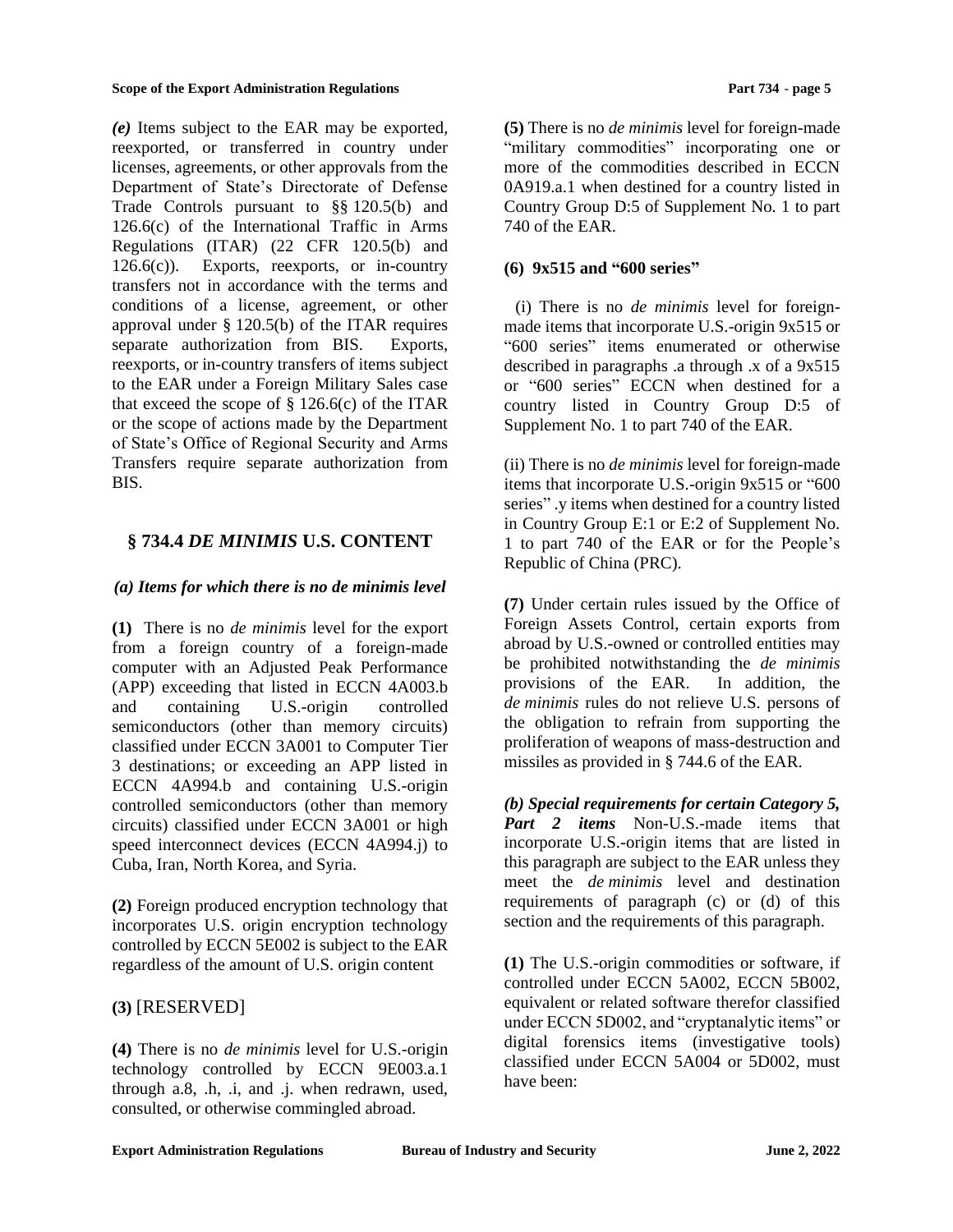*(e)* Items subject to the EAR may be exported, reexported, or transferred in country under licenses, agreements, or other approvals from the Department of State's Directorate of Defense Trade Controls pursuant to §§ 120.5(b) and 126.6(c) of the International Traffic in Arms Regulations (ITAR) (22 CFR 120.5(b) and 126.6(c)). Exports, reexports, or in-country transfers not in accordance with the terms and conditions of a license, agreement, or other approval under § 120.5(b) of the ITAR requires separate authorization from BIS. Exports, reexports, or in-country transfers of items subject to the EAR under a Foreign Military Sales case that exceed the scope of § 126.6(c) of the ITAR or the scope of actions made by the Department of State's Office of Regional Security and Arms Transfers require separate authorization from BIS.

## § 734.4 *DE MINIMIS* U.S. CONTENT

### *(a) Items for which there is no de minimis level*

**(1)** There is no *de minimis* level for the export from a foreign country of a foreign-made computer with an Adjusted Peak Performance (APP) exceeding that listed in ECCN 4A003.b and containing U.S.-origin controlled semiconductors (other than memory circuits) classified under ECCN 3A001 to Computer Tier 3 destinations; or exceeding an APP listed in ECCN 4A994.b and containing U.S.-origin controlled semiconductors (other than memory circuits) classified under ECCN 3A001 or high speed interconnect devices (ECCN 4A994.j) to Cuba, Iran, North Korea, and Syria.

**(2)** Foreign produced encryption technology that incorporates U.S. origin encryption technology controlled by ECCN 5E002 is subject to the EAR regardless of the amount of U.S. origin content

**(3)** [RESERVED]

**(4)** There is no *de minimis* level for U.S.-origin technology controlled by ECCN 9E003.a.1 through a.8, .h, .i, and .j. when redrawn, used, consulted, or otherwise commingled abroad.

**(5)** There is no *de minimis* level for foreign-made "military commodities" incorporating one or more of the commodities described in ECCN 0A919.a.1 when destined for a country listed in Country Group D:5 of Supplement No. 1 to part 740 of the EAR.

**(6) 9x515 and "600 series"**

(i) There is no *de minimis* level for foreign-made items that incorporate U.S.-origin 9x515 or "600 series" items enumerated or otherwise described in paragraphs .a through .x of a 9x515 or "600 series" ECCN when destined for a country listed in Country Group D:5 of Supplement No. 1 to part 740 of the EAR.

(ii) There is no *de minimis* level for foreign-made items that incorporate U.S.-origin 9x515 or "600 series" .y items when destined for a country listed in Country Group E:1 or E:2 of Supplement No. 1 to part 740 of the EAR or for the People's Republic of China (PRC).

**(7)** Under certain rules issued by the Office of Foreign Assets Control, certain exports from abroad by U.S.-owned or controlled entities may be prohibited notwithstanding the *de minimis* provisions of the EAR. In addition, the *de minimis* rules do not relieve U.S. persons of the obligation to refrain from supporting the proliferation of weapons of mass-destruction and missiles as provided in § 744.6 of the EAR.

***(b) Special requirements for certain Category 5, Part 2 items*** Non-U.S.-made items that incorporate U.S.-origin items that are listed in this paragraph are subject to the EAR unless they meet the *de minimis* level and destination requirements of paragraph (c) or (d) of this section and the requirements of this paragraph.

**(1)** The U.S.-origin commodities or software, if controlled under ECCN 5A002, ECCN 5B002, equivalent or related software therefor classified under ECCN 5D002, and "cryptanalytic items" or digital forensics items (investigative tools) classified under ECCN 5A004 or 5D002, must have been: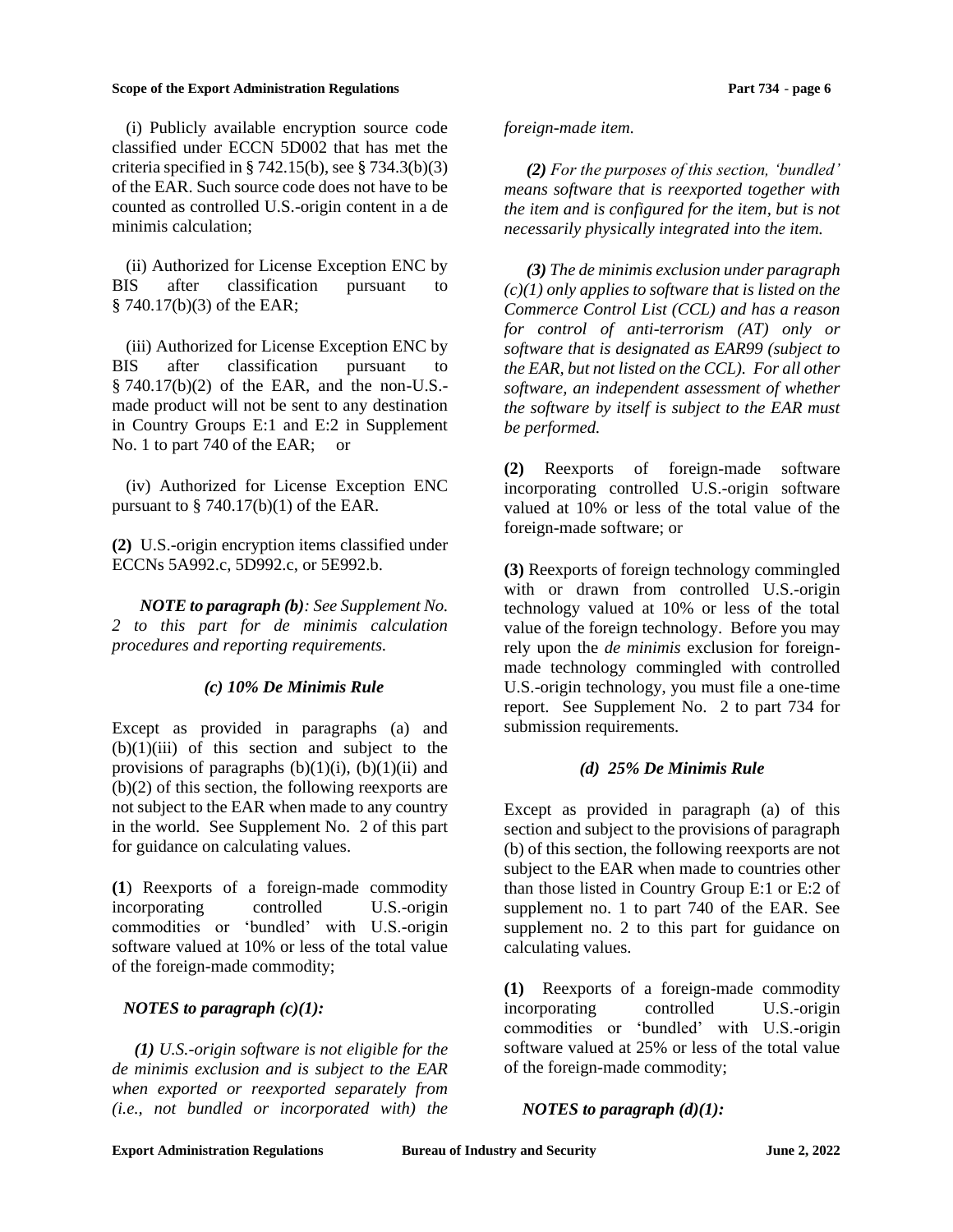(i) Publicly available encryption source code classified under ECCN 5D002 that has met the criteria specified in § 742.15(b), see § 734.3(b)(3) of the EAR. Such source code does not have to be counted as controlled U.S.-origin content in a de minimis calculation;

(ii) Authorized for License Exception ENC by BIS after classification pursuant to § 740.17(b)(3) of the EAR;

(iii) Authorized for License Exception ENC by BIS after classification pursuant to § 740.17(b)(2) of the EAR, and the non-U.S.-made product will not be sent to any destination in Country Groups E:1 and E:2 in Supplement No. 1 to part 740 of the EAR; or

(iv) Authorized for License Exception ENC pursuant to § 740.17(b)(1) of the EAR.

**(2)** U.S.-origin encryption items classified under ECCNs 5A992.c, 5D992.c, or 5E992.b.

***NOTE to paragraph (b)****: See Supplement No. 2 to this part for de minimis calculation procedures and reporting requirements.*

### *(c) 10% De Minimis Rule*

Except as provided in paragraphs (a) and (b)(1)(iii) of this section and subject to the provisions of paragraphs (b)(1)(i), (b)(1)(ii) and (b)(2) of this section, the following reexports are not subject to the EAR when made to any country in the world. See Supplement No. 2 of this part for guidance on calculating values.

**(1**) Reexports of a foreign-made commodity incorporating controlled U.S.-origin commodities or 'bundled' with U.S.-origin software valued at 10% or less of the total value of the foreign-made commodity;

***NOTES to paragraph (c)(1):***

***(1)*** *U.S.-origin software is not eligible for the de minimis exclusion and is subject to the EAR when exported or reexported separately from (i.e., not bundled or incorporated with) the foreign-made item.*

***(2)*** *For the purposes of this section, 'bundled' means software that is reexported together with the item and is configured for the item, but is not necessarily physically integrated into the item.*

***(3)*** *The de minimis exclusion under paragraph (c)(1) only applies to software that is listed on the Commerce Control List (CCL) and has a reason for control of anti-terrorism (AT) only or software that is designated as EAR99 (subject to the EAR, but not listed on the CCL). For all other software, an independent assessment of whether the software by itself is subject to the EAR must be performed.*

**(2)** Reexports of foreign-made software incorporating controlled U.S.-origin software valued at 10% or less of the total value of the foreign-made software; or

**(3)** Reexports of foreign technology commingled with or drawn from controlled U.S.-origin technology valued at 10% or less of the total value of the foreign technology. Before you may rely upon the *de minimis* exclusion for foreign-made technology commingled with controlled U.S.-origin technology, you must file a one-time report. See Supplement No. 2 to part 734 for submission requirements.

### *(d) 25% De Minimis Rule*

Except as provided in paragraph (a) of this section and subject to the provisions of paragraph (b) of this section, the following reexports are not subject to the EAR when made to countries other than those listed in Country Group E:1 or E:2 of supplement no. 1 to part 740 of the EAR. See supplement no. 2 to this part for guidance on calculating values.

**(1)** Reexports of a foreign-made commodity incorporating controlled U.S.-origin commodities or 'bundled' with U.S.-origin software valued at 25% or less of the total value of the foreign-made commodity;

***NOTES to paragraph (d)(1):***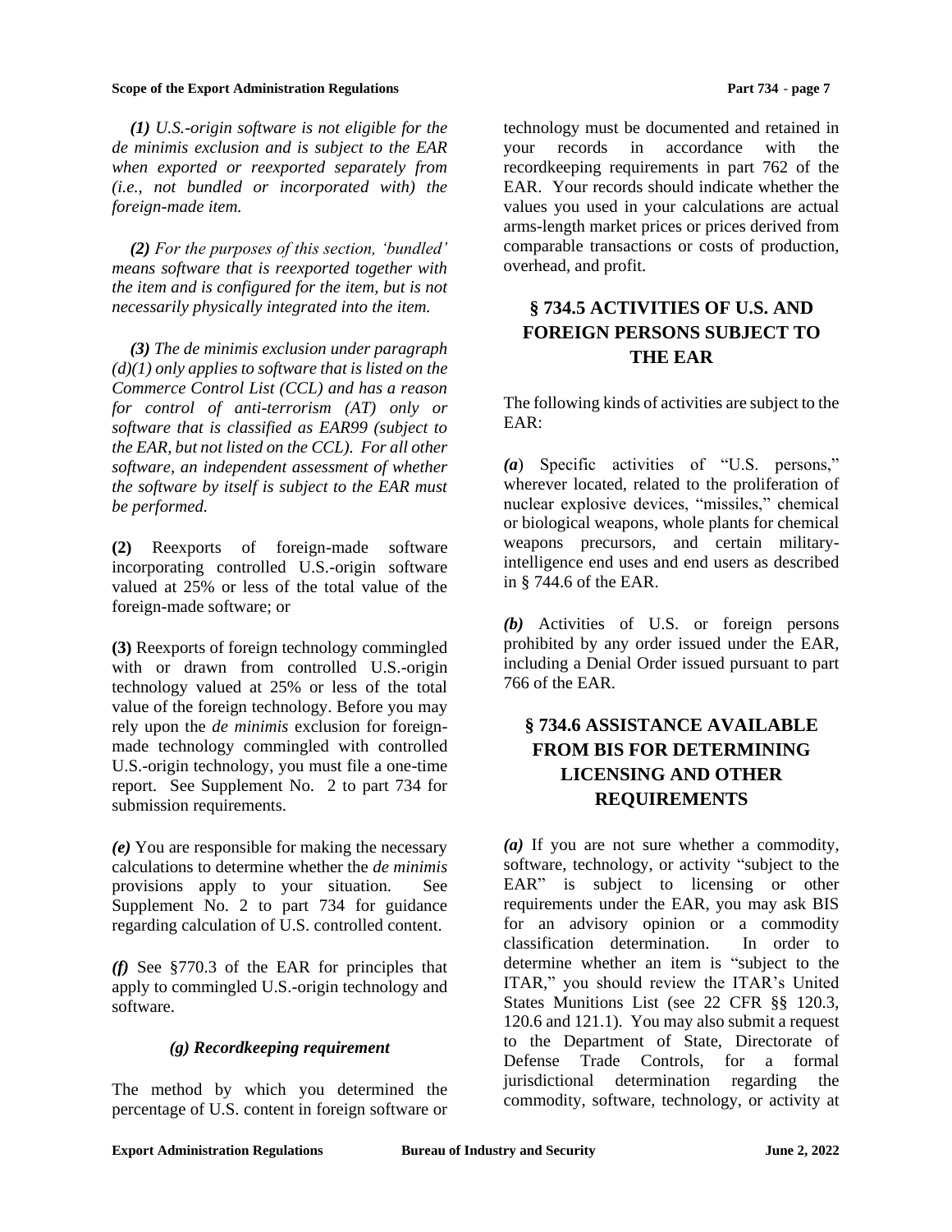*(1) U.S.-origin software is not eligible for the de minimis exclusion and is subject to the EAR when exported or reexported separately from (i.e., not bundled or incorporated with) the foreign-made item.*

*(2) For the purposes of this section, 'bundled' means software that is reexported together with the item and is configured for the item, but is not necessarily physically integrated into the item.*

*(3) The de minimis exclusion under paragraph (d)(1) only applies to software that is listed on the Commerce Control List (CCL) and has a reason for control of anti-terrorism (AT) only or software that is classified as EAR99 (subject to the EAR, but not listed on the CCL). For all other software, an independent assessment of whether the software by itself is subject to the EAR must be performed.*

**(2)** Reexports of foreign-made software incorporating controlled U.S.-origin software valued at 25% or less of the total value of the foreign-made software; or

**(3)** Reexports of foreign technology commingled with or drawn from controlled U.S.-origin technology valued at 25% or less of the total value of the foreign technology. Before you may rely upon the *de minimis* exclusion for foreign-made technology commingled with controlled U.S.-origin technology, you must file a one-time report. See Supplement No. 2 to part 734 for submission requirements.

***(e)*** You are responsible for making the necessary calculations to determine whether the *de minimis* provisions apply to your situation. See Supplement No. 2 to part 734 for guidance regarding calculation of U.S. controlled content.

***(f)*** See §770.3 of the EAR for principles that apply to commingled U.S.-origin technology and software.

***(g) Recordkeeping requirement***

The method by which you determined the percentage of U.S. content in foreign software or technology must be documented and retained in your records in accordance with the recordkeeping requirements in part 762 of the EAR. Your records should indicate whether the values you used in your calculations are actual arms-length market prices or prices derived from comparable transactions or costs of production, overhead, and profit.

## § 734.5 ACTIVITIES OF U.S. AND FOREIGN PERSONS SUBJECT TO THE EAR

The following kinds of activities are subject to the EAR:

***(a)*** Specific activities of "U.S. persons," wherever located, related to the proliferation of nuclear explosive devices, "missiles," chemical or biological weapons, whole plants for chemical weapons precursors, and certain military-intelligence end uses and end users as described in § 744.6 of the EAR.

***(b)*** Activities of U.S. or foreign persons prohibited by any order issued under the EAR, including a Denial Order issued pursuant to part 766 of the EAR.

## § 734.6 ASSISTANCE AVAILABLE FROM BIS FOR DETERMINING LICENSING AND OTHER REQUIREMENTS

***(a)*** If you are not sure whether a commodity, software, technology, or activity "subject to the EAR" is subject to licensing or other requirements under the EAR, you may ask BIS for an advisory opinion or a commodity classification determination. In order to determine whether an item is "subject to the ITAR," you should review the ITAR's United States Munitions List (see 22 CFR §§ 120.3, 120.6 and 121.1). You may also submit a request to the Department of State, Directorate of Defense Trade Controls, for a formal jurisdictional determination regarding the commodity, software, technology, or activity at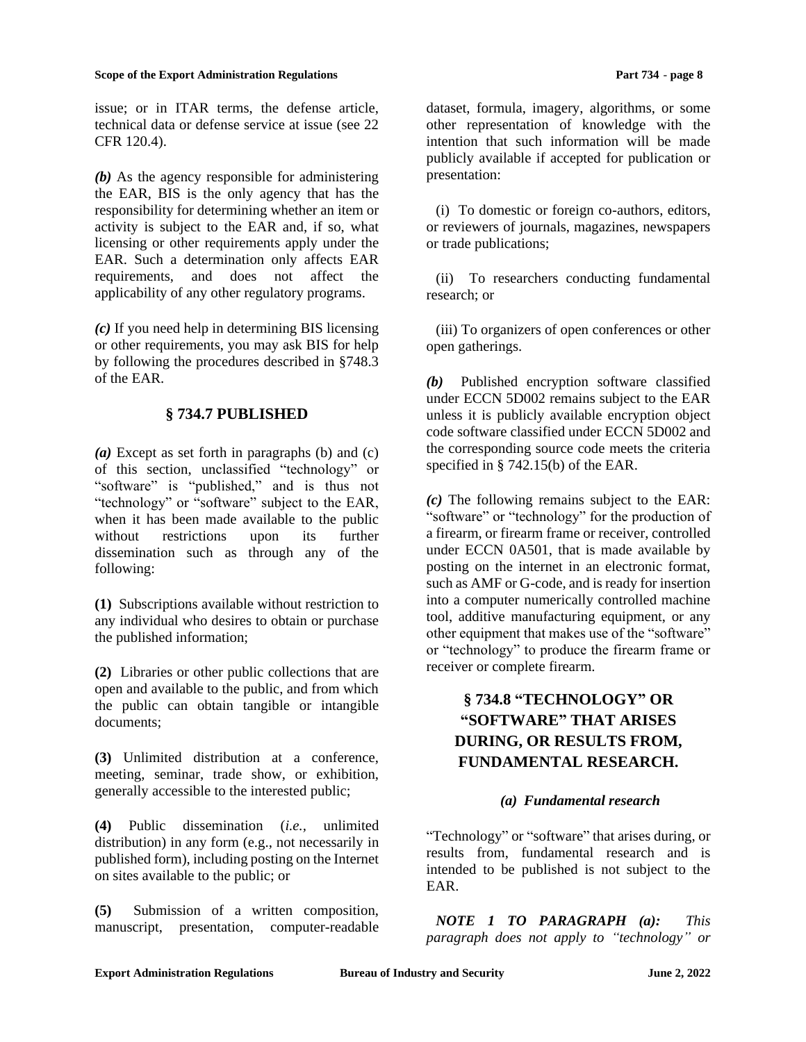issue; or in ITAR terms, the defense article, technical data or defense service at issue (see 22 CFR 120.4).

***(b)*** As the agency responsible for administering the EAR, BIS is the only agency that has the responsibility for determining whether an item or activity is subject to the EAR and, if so, what licensing or other requirements apply under the EAR. Such a determination only affects EAR requirements, and does not affect the applicability of any other regulatory programs.

***(c)*** If you need help in determining BIS licensing or other requirements, you may ask BIS for help by following the procedures described in §748.3 of the EAR.

## § 734.7 PUBLISHED

***(a)*** Except as set forth in paragraphs (b) and (c) of this section, unclassified "technology" or "software" is "published," and is thus not "technology" or "software" subject to the EAR, when it has been made available to the public without restrictions upon its further dissemination such as through any of the following:

**(1)** Subscriptions available without restriction to any individual who desires to obtain or purchase the published information;

**(2)** Libraries or other public collections that are open and available to the public, and from which the public can obtain tangible or intangible documents;

**(3)** Unlimited distribution at a conference, meeting, seminar, trade show, or exhibition, generally accessible to the interested public;

**(4)** Public dissemination (*i.e.,* unlimited distribution) in any form (e.g., not necessarily in published form), including posting on the Internet on sites available to the public; or

**(5)** Submission of a written composition, manuscript, presentation, computer-readable dataset, formula, imagery, algorithms, or some other representation of knowledge with the intention that such information will be made publicly available if accepted for publication or presentation:

(i) To domestic or foreign co-authors, editors, or reviewers of journals, magazines, newspapers or trade publications;

(ii) To researchers conducting fundamental research; or

(iii) To organizers of open conferences or other open gatherings.

***(b)*** Published encryption software classified under ECCN 5D002 remains subject to the EAR unless it is publicly available encryption object code software classified under ECCN 5D002 and the corresponding source code meets the criteria specified in § 742.15(b) of the EAR.

***(c)*** The following remains subject to the EAR: "software" or "technology" for the production of a firearm, or firearm frame or receiver, controlled under ECCN 0A501, that is made available by posting on the internet in an electronic format, such as AMF or G-code, and is ready for insertion into a computer numerically controlled machine tool, additive manufacturing equipment, or any other equipment that makes use of the "software" or "technology" to produce the firearm frame or receiver or complete firearm.

## § 734.8 "TECHNOLOGY" OR "SOFTWARE" THAT ARISES DURING, OR RESULTS FROM, FUNDAMENTAL RESEARCH.

### *(a) Fundamental research*

"Technology" or "software" that arises during, or results from, fundamental research and is intended to be published is not subject to the EAR.

***NOTE 1 TO PARAGRAPH (a):*** *This paragraph does not apply to "technology" or*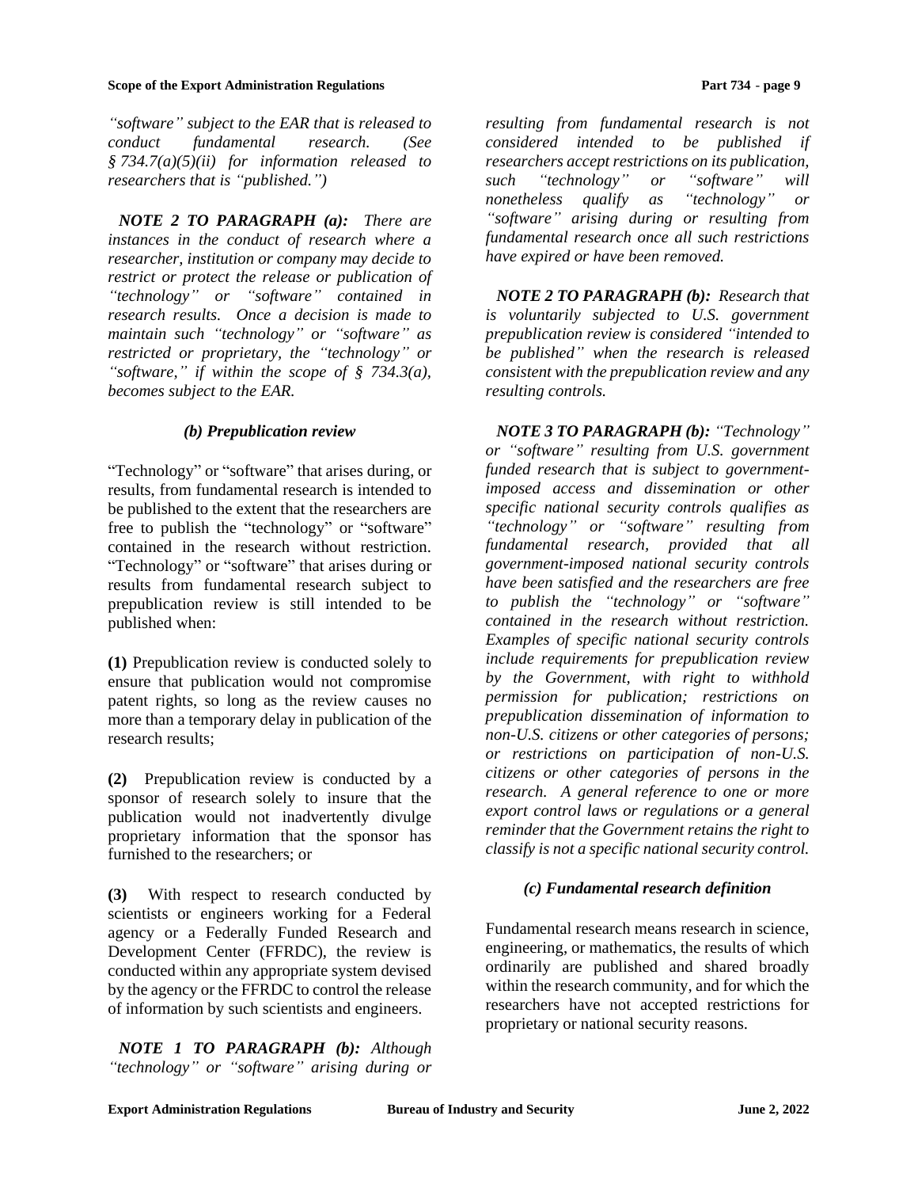*"software" subject to the EAR that is released to conduct fundamental research. (See § 734.7(a)(5)(ii) for information released to researchers that is "published.")*

***NOTE 2 TO PARAGRAPH (a):*** *There are instances in the conduct of research where a researcher, institution or company may decide to restrict or protect the release or publication of "technology" or "software" contained in research results. Once a decision is made to maintain such "technology" or "software" as restricted or proprietary, the "technology" or "software," if within the scope of § 734.3(a), becomes subject to the EAR.*

### *(b) Prepublication review*

"Technology" or "software" that arises during, or results, from fundamental research is intended to be published to the extent that the researchers are free to publish the "technology" or "software" contained in the research without restriction. "Technology" or "software" that arises during or results from fundamental research subject to prepublication review is still intended to be published when:

**(1)** Prepublication review is conducted solely to ensure that publication would not compromise patent rights, so long as the review causes no more than a temporary delay in publication of the research results;

**(2)** Prepublication review is conducted by a sponsor of research solely to insure that the publication would not inadvertently divulge proprietary information that the sponsor has furnished to the researchers; or

**(3)** With respect to research conducted by scientists or engineers working for a Federal agency or a Federally Funded Research and Development Center (FFRDC), the review is conducted within any appropriate system devised by the agency or the FFRDC to control the release of information by such scientists and engineers.

***NOTE 1 TO PARAGRAPH (b):*** *Although "technology" or "software" arising during or resulting from fundamental research is not considered intended to be published if researchers accept restrictions on its publication, such "technology" or "software" will nonetheless qualify as "technology" or "software" arising during or resulting from fundamental research once all such restrictions have expired or have been removed.*

***NOTE 2 TO PARAGRAPH (b):*** *Research that is voluntarily subjected to U.S. government prepublication review is considered "intended to be published" when the research is released consistent with the prepublication review and any resulting controls.*

***NOTE 3 TO PARAGRAPH (b):*** *"Technology" or "software" resulting from U.S. government funded research that is subject to government-imposed access and dissemination or other specific national security controls qualifies as "technology" or "software" resulting from fundamental research, provided that all government-imposed national security controls have been satisfied and the researchers are free to publish the "technology" or "software" contained in the research without restriction. Examples of specific national security controls include requirements for prepublication review by the Government, with right to withhold permission for publication; restrictions on prepublication dissemination of information to non-U.S. citizens or other categories of persons; or restrictions on participation of non-U.S. citizens or other categories of persons in the research. A general reference to one or more export control laws or regulations or a general reminder that the Government retains the right to classify is not a specific national security control.*

### *(c) Fundamental research definition*

Fundamental research means research in science, engineering, or mathematics, the results of which ordinarily are published and shared broadly within the research community, and for which the researchers have not accepted restrictions for proprietary or national security reasons.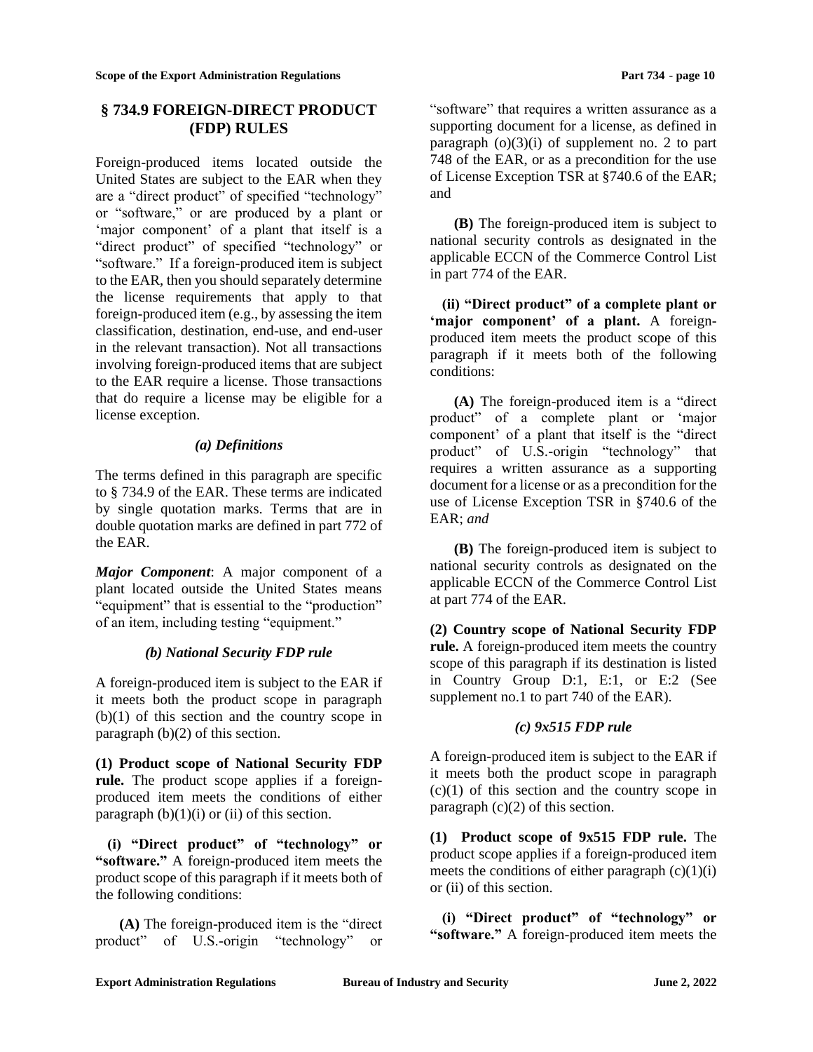## § 734.9 FOREIGN-DIRECT PRODUCT (FDP) RULES

Foreign-produced items located outside the United States are subject to the EAR when they are a "direct product" of specified "technology" or "software," or are produced by a plant or 'major component' of a plant that itself is a "direct product" of specified "technology" or "software." If a foreign-produced item is subject to the EAR, then you should separately determine the license requirements that apply to that foreign-produced item (e.g., by assessing the item classification, destination, end-use, and end-user in the relevant transaction). Not all transactions involving foreign-produced items that are subject to the EAR require a license. Those transactions that do require a license may be eligible for a license exception.

### *(a) Definitions*

The terms defined in this paragraph are specific to § 734.9 of the EAR. These terms are indicated by single quotation marks. Terms that are in double quotation marks are defined in part 772 of the EAR.

***Major Component***: A major component of a plant located outside the United States means "equipment" that is essential to the "production" of an item, including testing "equipment."

### *(b) National Security FDP rule*

A foreign-produced item is subject to the EAR if it meets both the product scope in paragraph (b)(1) of this section and the country scope in paragraph (b)(2) of this section.

**(1) Product scope of National Security FDP rule.** The product scope applies if a foreign-produced item meets the conditions of either paragraph (b)(1)(i) or (ii) of this section.

**(i) "Direct product" of "technology" or "software."** A foreign-produced item meets the product scope of this paragraph if it meets both of the following conditions:

**(A)** The foreign-produced item is the "direct product" of U.S.-origin "technology" or "software" that requires a written assurance as a supporting document for a license, as defined in paragraph (o)(3)(i) of supplement no. 2 to part 748 of the EAR, or as a precondition for the use of License Exception TSR at §740.6 of the EAR; and

**(B)** The foreign-produced item is subject to national security controls as designated in the applicable ECCN of the Commerce Control List in part 774 of the EAR.

**(ii) "Direct product" of a complete plant or 'major component' of a plant.** A foreign-produced item meets the product scope of this paragraph if it meets both of the following conditions:

**(A)** The foreign-produced item is a "direct product" of a complete plant or 'major component' of a plant that itself is the "direct product" of U.S.-origin "technology" that requires a written assurance as a supporting document for a license or as a precondition for the use of License Exception TSR in §740.6 of the EAR; *and*

**(B)** The foreign-produced item is subject to national security controls as designated on the applicable ECCN of the Commerce Control List at part 774 of the EAR.

**(2) Country scope of National Security FDP rule.** A foreign-produced item meets the country scope of this paragraph if its destination is listed in Country Group D:1, E:1, or E:2 (See supplement no.1 to part 740 of the EAR).

### *(c) 9x515 FDP rule*

A foreign-produced item is subject to the EAR if it meets both the product scope in paragraph (c)(1) of this section and the country scope in paragraph (c)(2) of this section.

**(1) Product scope of 9x515 FDP rule.** The product scope applies if a foreign-produced item meets the conditions of either paragraph (c)(1)(i) or (ii) of this section.

**(i) "Direct product" of "technology" or "software."** A foreign-produced item meets the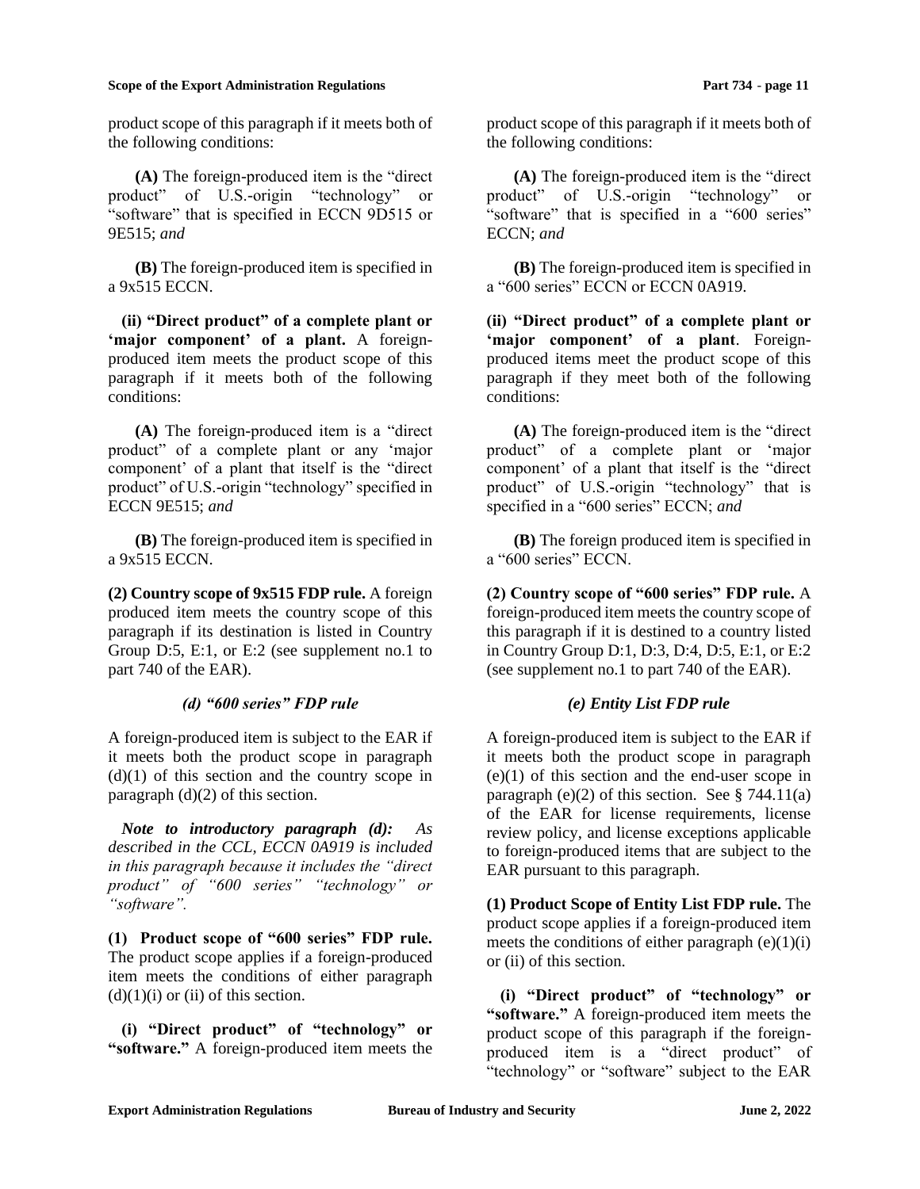product scope of this paragraph if it meets both of the following conditions:

**(A)** The foreign-produced item is the "direct product" of U.S.-origin "technology" or "software" that is specified in ECCN 9D515 or 9E515; *and*

**(B)** The foreign-produced item is specified in a 9x515 ECCN.

**(ii) "Direct product" of a complete plant or 'major component' of a plant.** A foreign-produced item meets the product scope of this paragraph if it meets both of the following conditions:

**(A)** The foreign-produced item is a "direct product" of a complete plant or any 'major component' of a plant that itself is the "direct product" of U.S.-origin "technology" specified in ECCN 9E515; *and*

**(B)** The foreign-produced item is specified in a 9x515 ECCN.

**(2) Country scope of 9x515 FDP rule.** A foreign produced item meets the country scope of this paragraph if its destination is listed in Country Group D:5, E:1, or E:2 (see supplement no.1 to part 740 of the EAR).

*(d) "600 series" FDP rule*

A foreign-produced item is subject to the EAR if it meets both the product scope in paragraph (d)(1) of this section and the country scope in paragraph (d)(2) of this section.

***Note to introductory paragraph (d):*** *As described in the CCL, ECCN 0A919 is included in this paragraph because it includes the "direct product" of "600 series" "technology" or "software".*

**(1) Product scope of "600 series" FDP rule.** The product scope applies if a foreign-produced item meets the conditions of either paragraph (d)(1)(i) or (ii) of this section.

**(i) "Direct product" of "technology" or "software."** A foreign-produced item meets the product scope of this paragraph if it meets both of the following conditions:

**(A)** The foreign-produced item is the "direct product" of U.S.-origin "technology" or "software" that is specified in a "600 series" ECCN; *and*

**(B)** The foreign-produced item is specified in a "600 series" ECCN or ECCN 0A919.

**(ii) "Direct product" of a complete plant or 'major component' of a plant**. Foreign-produced items meet the product scope of this paragraph if they meet both of the following conditions:

**(A)** The foreign-produced item is the "direct product" of a complete plant or 'major component' of a plant that itself is the "direct product" of U.S.-origin "technology" that is specified in a "600 series" ECCN; *and*

**(B)** The foreign produced item is specified in a "600 series" ECCN.

**(2) Country scope of "600 series" FDP rule.** A foreign-produced item meets the country scope of this paragraph if it is destined to a country listed in Country Group D:1, D:3, D:4, D:5, E:1, or E:2 (see supplement no.1 to part 740 of the EAR).

*(e) Entity List FDP rule*

A foreign-produced item is subject to the EAR if it meets both the product scope in paragraph (e)(1) of this section and the end-user scope in paragraph (e)(2) of this section. See § 744.11(a) of the EAR for license requirements, license review policy, and license exceptions applicable to foreign-produced items that are subject to the EAR pursuant to this paragraph.

**(1) Product Scope of Entity List FDP rule.** The product scope applies if a foreign-produced item meets the conditions of either paragraph (e)(1)(i) or (ii) of this section.

**(i) "Direct product" of "technology" or "software."** A foreign-produced item meets the product scope of this paragraph if the foreign-produced item is a "direct product" of "technology" or "software" subject to the EAR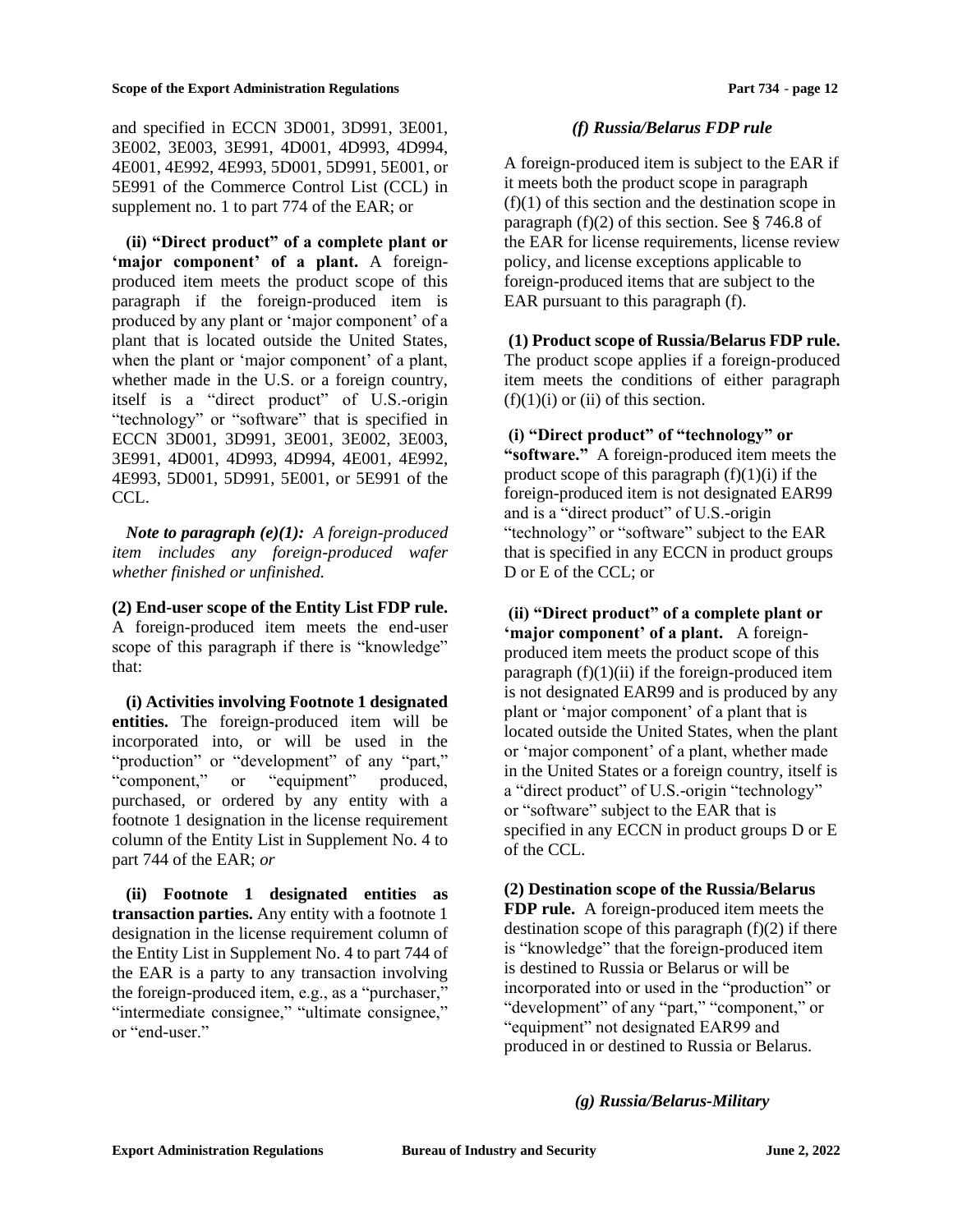and specified in ECCN 3D001, 3D991, 3E001, 3E002, 3E003, 3E991, 4D001, 4D993, 4D994, 4E001, 4E992, 4E993, 5D001, 5D991, 5E001, or 5E991 of the Commerce Control List (CCL) in supplement no. 1 to part 774 of the EAR; or

**(ii) "Direct product" of a complete plant or 'major component' of a plant.** A foreign-produced item meets the product scope of this paragraph if the foreign-produced item is produced by any plant or 'major component' of a plant that is located outside the United States, when the plant or 'major component' of a plant, whether made in the U.S. or a foreign country, itself is a "direct product" of U.S.-origin "technology" or "software" that is specified in ECCN 3D001, 3D991, 3E001, 3E002, 3E003, 3E991, 4D001, 4D993, 4D994, 4E001, 4E992, 4E993, 5D001, 5D991, 5E001, or 5E991 of the CCL.

***Note to paragraph (e)(1):*** *A foreign-produced item includes any foreign-produced wafer whether finished or unfinished.*

**(2) End-user scope of the Entity List FDP rule.** A foreign-produced item meets the end-user scope of this paragraph if there is "knowledge" that:

**(i) Activities involving Footnote 1 designated entities.** The foreign-produced item will be incorporated into, or will be used in the "production" or "development" of any "part," "component," or "equipment" produced, purchased, or ordered by any entity with a footnote 1 designation in the license requirement column of the Entity List in Supplement No. 4 to part 744 of the EAR; *or*

**(ii) Footnote 1 designated entities as transaction parties.** Any entity with a footnote 1 designation in the license requirement column of the Entity List in Supplement No. 4 to part 744 of the EAR is a party to any transaction involving the foreign-produced item, e.g., as a "purchaser," "intermediate consignee," "ultimate consignee," or "end-user."

***(f) Russia/Belarus FDP rule***

A foreign-produced item is subject to the EAR if it meets both the product scope in paragraph (f)(1) of this section and the destination scope in paragraph (f)(2) of this section. See § 746.8 of the EAR for license requirements, license review policy, and license exceptions applicable to foreign-produced items that are subject to the EAR pursuant to this paragraph (f).

**(1) Product scope of Russia/Belarus FDP rule.** The product scope applies if a foreign-produced item meets the conditions of either paragraph (f)(1)(i) or (ii) of this section.

**(i) "Direct product" of "technology" or "software."** A foreign-produced item meets the product scope of this paragraph (f)(1)(i) if the foreign-produced item is not designated EAR99 and is a "direct product" of U.S.-origin "technology" or "software" subject to the EAR that is specified in any ECCN in product groups D or E of the CCL; or

**(ii) "Direct product" of a complete plant or 'major component' of a plant.** A foreign-produced item meets the product scope of this paragraph (f)(1)(ii) if the foreign-produced item is not designated EAR99 and is produced by any plant or 'major component' of a plant that is located outside the United States, when the plant or 'major component' of a plant, whether made in the United States or a foreign country, itself is a "direct product" of U.S.-origin "technology" or "software" subject to the EAR that is specified in any ECCN in product groups D or E of the CCL.

**(2) Destination scope of the Russia/Belarus FDP rule.** A foreign-produced item meets the destination scope of this paragraph (f)(2) if there is "knowledge" that the foreign-produced item is destined to Russia or Belarus or will be incorporated into or used in the "production" or "development" of any "part," "component," or "equipment" not designated EAR99 and produced in or destined to Russia or Belarus.

***(g) Russia/Belarus-Military***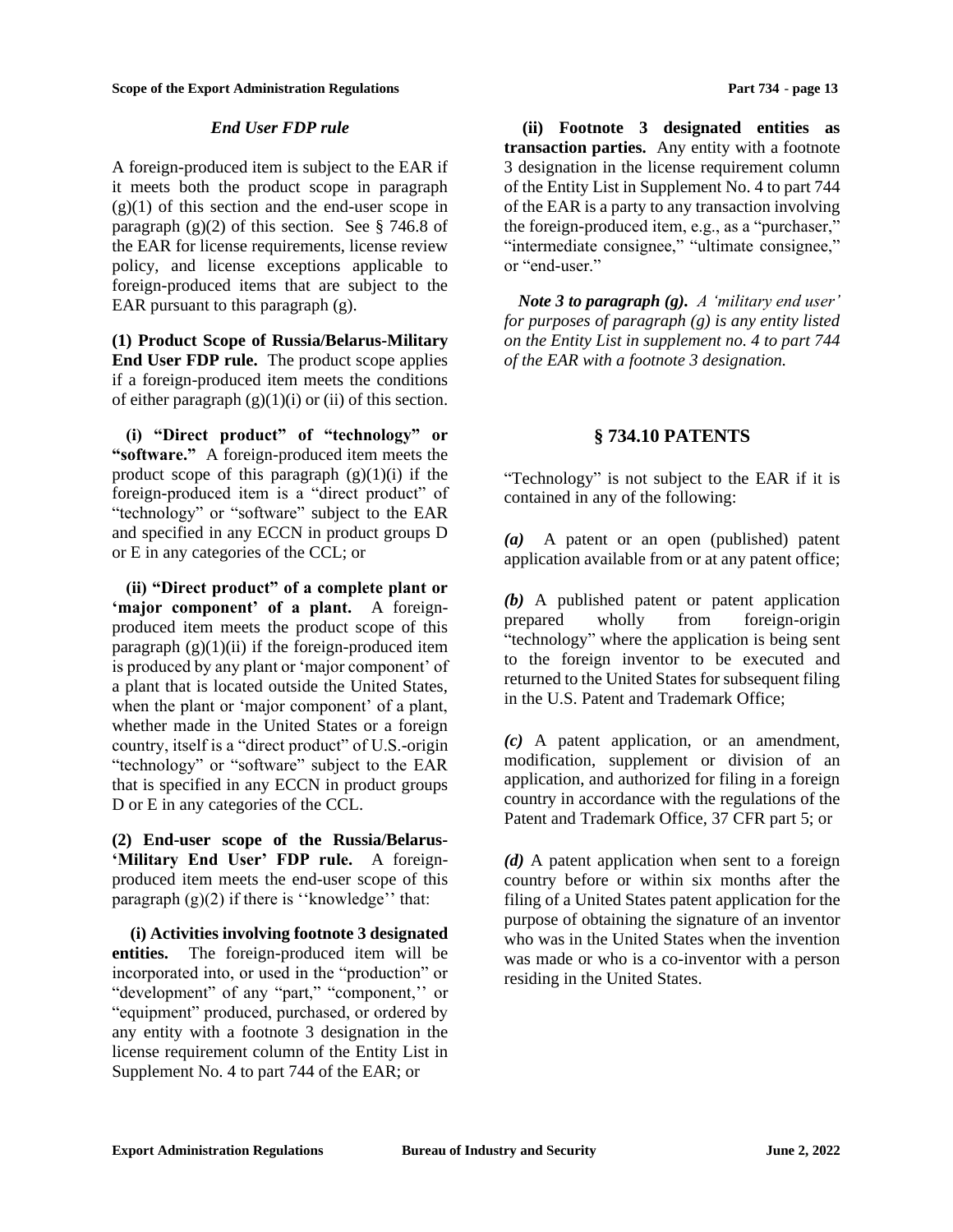*End User FDP rule*

A foreign-produced item is subject to the EAR if it meets both the product scope in paragraph (g)(1) of this section and the end-user scope in paragraph (g)(2) of this section. See § 746.8 of the EAR for license requirements, license review policy, and license exceptions applicable to foreign-produced items that are subject to the EAR pursuant to this paragraph (g).

**(1) Product Scope of Russia/Belarus-Military End User FDP rule.** The product scope applies if a foreign-produced item meets the conditions of either paragraph (g)(1)(i) or (ii) of this section.

**(i) "Direct product" of "technology" or "software."** A foreign-produced item meets the product scope of this paragraph (g)(1)(i) if the foreign-produced item is a "direct product" of "technology" or "software" subject to the EAR and specified in any ECCN in product groups D or E in any categories of the CCL; or

**(ii) "Direct product" of a complete plant or 'major component' of a plant.** A foreign-produced item meets the product scope of this paragraph (g)(1)(ii) if the foreign-produced item is produced by any plant or 'major component' of a plant that is located outside the United States, when the plant or 'major component' of a plant, whether made in the United States or a foreign country, itself is a "direct product" of U.S.-origin "technology" or "software" subject to the EAR that is specified in any ECCN in product groups D or E in any categories of the CCL.

**(2) End-user scope of the Russia/Belarus-'Military End User' FDP rule.** A foreign-produced item meets the end-user scope of this paragraph (g)(2) if there is ''knowledge'' that:

**(i) Activities involving footnote 3 designated entities.** The foreign-produced item will be incorporated into, or used in the "production" or "development" of any "part," "component,'' or "equipment" produced, purchased, or ordered by any entity with a footnote 3 designation in the license requirement column of the Entity List in Supplement No. 4 to part 744 of the EAR; or

**(ii) Footnote 3 designated entities as transaction parties.** Any entity with a footnote 3 designation in the license requirement column of the Entity List in Supplement No. 4 to part 744 of the EAR is a party to any transaction involving the foreign-produced item, e.g., as a "purchaser," "intermediate consignee," "ultimate consignee," or "end-user."

***Note 3 to paragraph (g).*** *A 'military end user' for purposes of paragraph (g) is any entity listed on the Entity List in supplement no. 4 to part 744 of the EAR with a footnote 3 designation.*

## § 734.10 PATENTS

"Technology" is not subject to the EAR if it is contained in any of the following:

***(a)*** A patent or an open (published) patent application available from or at any patent office;

***(b)*** A published patent or patent application prepared wholly from foreign-origin "technology" where the application is being sent to the foreign inventor to be executed and returned to the United States for subsequent filing in the U.S. Patent and Trademark Office;

***(c)*** A patent application, or an amendment, modification, supplement or division of an application, and authorized for filing in a foreign country in accordance with the regulations of the Patent and Trademark Office, 37 CFR part 5; or

***(d)*** A patent application when sent to a foreign country before or within six months after the filing of a United States patent application for the purpose of obtaining the signature of an inventor who was in the United States when the invention was made or who is a co-inventor with a person residing in the United States.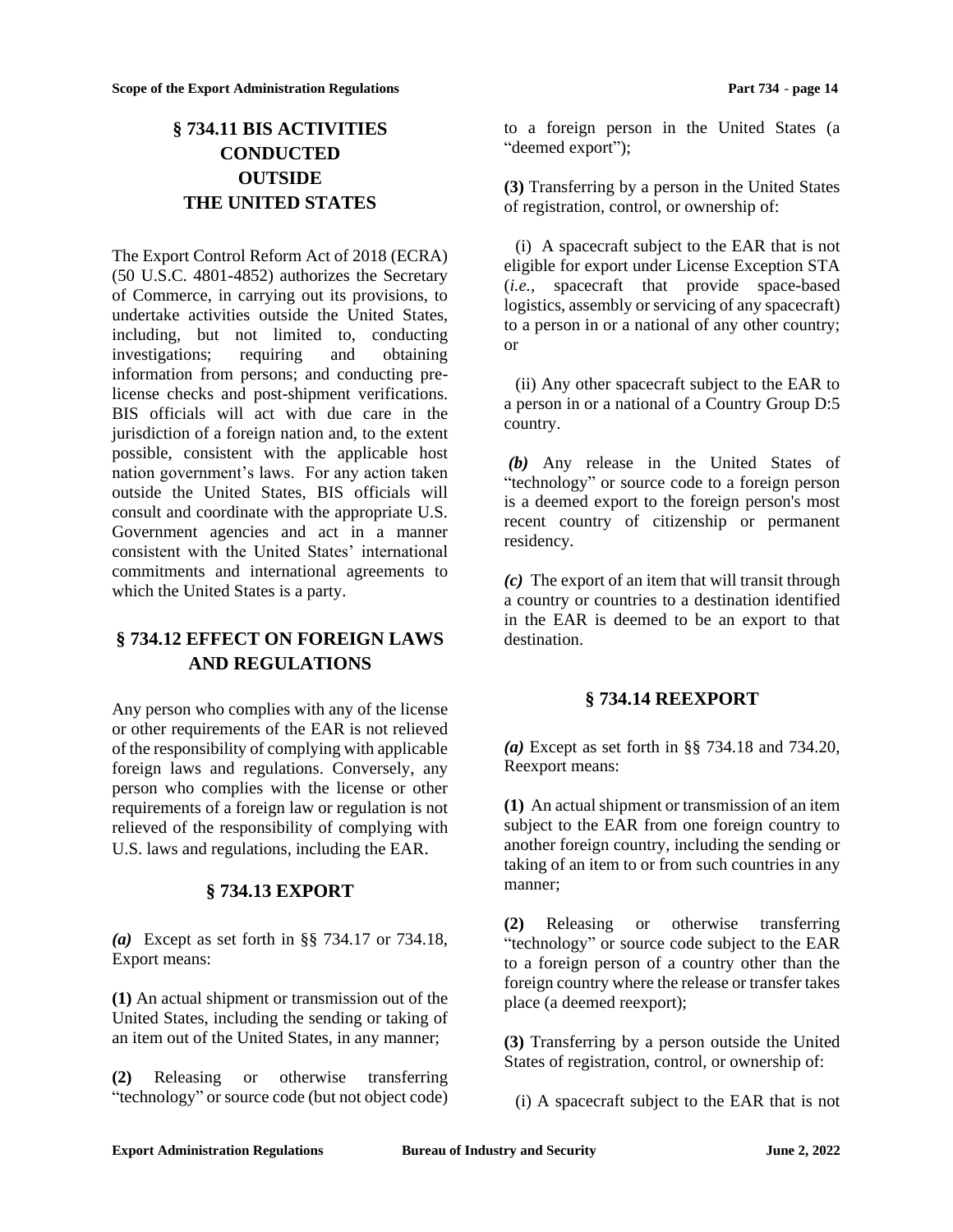## § 734.11 BIS ACTIVITIES CONDUCTED OUTSIDE THE UNITED STATES

The Export Control Reform Act of 2018 (ECRA) (50 U.S.C. 4801-4852) authorizes the Secretary of Commerce, in carrying out its provisions, to undertake activities outside the United States, including, but not limited to, conducting investigations; requiring and obtaining information from persons; and conducting pre-license checks and post-shipment verifications. BIS officials will act with due care in the jurisdiction of a foreign nation and, to the extent possible, consistent with the applicable host nation government's laws. For any action taken outside the United States, BIS officials will consult and coordinate with the appropriate U.S. Government agencies and act in a manner consistent with the United States' international commitments and international agreements to which the United States is a party.

## § 734.12 EFFECT ON FOREIGN LAWS AND REGULATIONS

Any person who complies with any of the license or other requirements of the EAR is not relieved of the responsibility of complying with applicable foreign laws and regulations. Conversely, any person who complies with the license or other requirements of a foreign law or regulation is not relieved of the responsibility of complying with U.S. laws and regulations, including the EAR.

## § 734.13 EXPORT

***(a)*** Except as set forth in §§ 734.17 or 734.18, Export means:

**(1)** An actual shipment or transmission out of the United States, including the sending or taking of an item out of the United States, in any manner;

**(2)** Releasing or otherwise transferring "technology" or source code (but not object code) to a foreign person in the United States (a "deemed export");

**(3)** Transferring by a person in the United States of registration, control, or ownership of:

(i) A spacecraft subject to the EAR that is not eligible for export under License Exception STA (*i.e.*, spacecraft that provide space-based logistics, assembly or servicing of any spacecraft) to a person in or a national of any other country; or

(ii) Any other spacecraft subject to the EAR to a person in or a national of a Country Group D:5 country.

***(b)*** Any release in the United States of "technology" or source code to a foreign person is a deemed export to the foreign person's most recent country of citizenship or permanent residency.

***(c)*** The export of an item that will transit through a country or countries to a destination identified in the EAR is deemed to be an export to that destination.

## § 734.14 REEXPORT

***(a)*** Except as set forth in §§ 734.18 and 734.20, Reexport means:

**(1)** An actual shipment or transmission of an item subject to the EAR from one foreign country to another foreign country, including the sending or taking of an item to or from such countries in any manner;

**(2)** Releasing or otherwise transferring "technology" or source code subject to the EAR to a foreign person of a country other than the foreign country where the release or transfer takes place (a deemed reexport);

**(3)** Transferring by a person outside the United States of registration, control, or ownership of:

(i) A spacecraft subject to the EAR that is not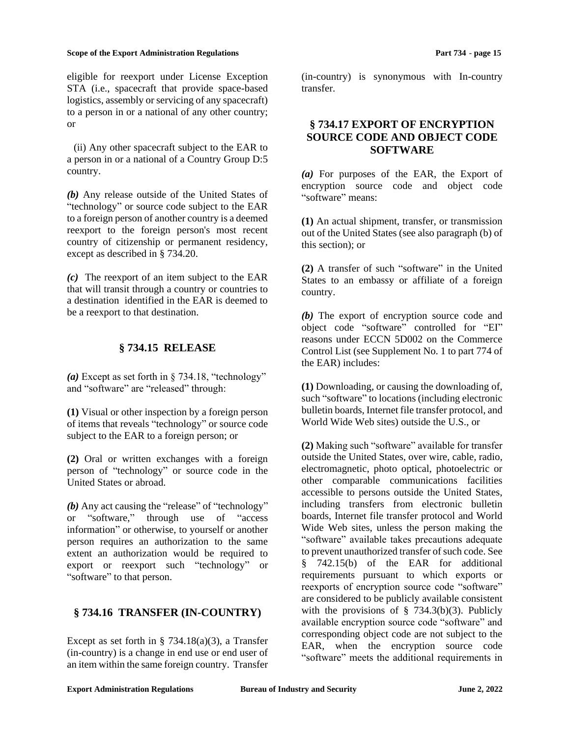eligible for reexport under License Exception STA (i.e., spacecraft that provide space-based logistics, assembly or servicing of any spacecraft) to a person in or a national of any other country; or

(ii) Any other spacecraft subject to the EAR to a person in or a national of a Country Group D:5 country.

***(b)*** Any release outside of the United States of "technology" or source code subject to the EAR to a foreign person of another country is a deemed reexport to the foreign person's most recent country of citizenship or permanent residency, except as described in § 734.20.

***(c)*** The reexport of an item subject to the EAR that will transit through a country or countries to a destination identified in the EAR is deemed to be a reexport to that destination.

## § 734.15 RELEASE

***(a)*** Except as set forth in § 734.18, "technology" and "software" are "released" through:

**(1)** Visual or other inspection by a foreign person of items that reveals "technology" or source code subject to the EAR to a foreign person; or

**(2)** Oral or written exchanges with a foreign person of "technology" or source code in the United States or abroad.

***(b)*** Any act causing the "release" of "technology" or "software," through use of "access information" or otherwise, to yourself or another person requires an authorization to the same extent an authorization would be required to export or reexport such "technology" or "software" to that person.

## § 734.16 TRANSFER (IN-COUNTRY)

Except as set forth in § 734.18(a)(3), a Transfer (in-country) is a change in end use or end user of an item within the same foreign country. Transfer (in-country) is synonymous with In-country transfer.

## § 734.17 EXPORT OF ENCRYPTION SOURCE CODE AND OBJECT CODE SOFTWARE

***(a)*** For purposes of the EAR, the Export of encryption source code and object code "software" means:

**(1)** An actual shipment, transfer, or transmission out of the United States (see also paragraph (b) of this section); or

**(2)** A transfer of such "software" in the United States to an embassy or affiliate of a foreign country.

***(b)*** The export of encryption source code and object code "software" controlled for "EI" reasons under ECCN 5D002 on the Commerce Control List (see Supplement No. 1 to part 774 of the EAR) includes:

**(1)** Downloading, or causing the downloading of, such "software" to locations (including electronic bulletin boards, Internet file transfer protocol, and World Wide Web sites) outside the U.S., or

**(2)** Making such "software" available for transfer outside the United States, over wire, cable, radio, electromagnetic, photo optical, photoelectric or other comparable communications facilities accessible to persons outside the United States, including transfers from electronic bulletin boards, Internet file transfer protocol and World Wide Web sites, unless the person making the "software" available takes precautions adequate to prevent unauthorized transfer of such code. See § 742.15(b) of the EAR for additional requirements pursuant to which exports or reexports of encryption source code "software" are considered to be publicly available consistent with the provisions of § 734.3(b)(3). Publicly available encryption source code "software" and corresponding object code are not subject to the EAR, when the encryption source code "software" meets the additional requirements in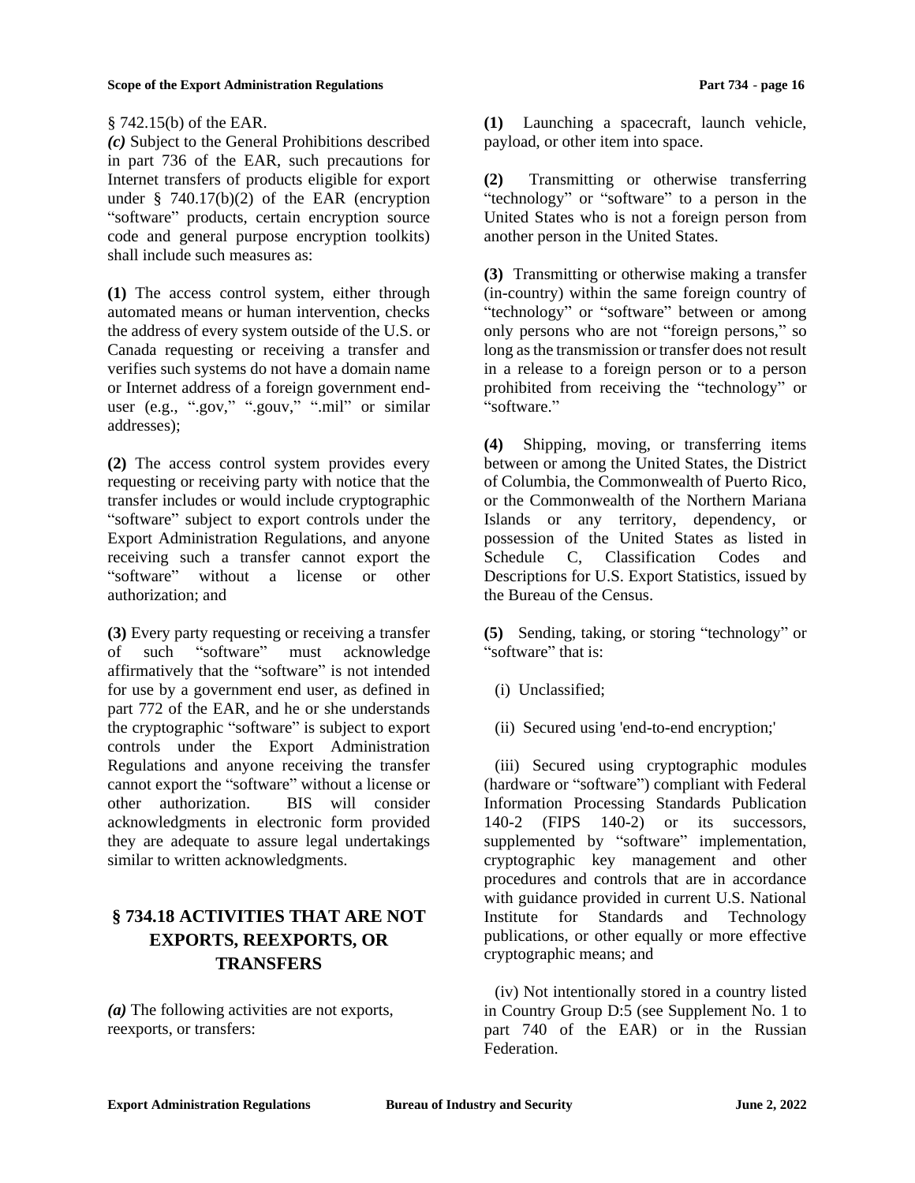§ 742.15(b) of the EAR.

*(c)* Subject to the General Prohibitions described in part 736 of the EAR, such precautions for Internet transfers of products eligible for export under § 740.17(b)(2) of the EAR (encryption "software" products, certain encryption source code and general purpose encryption toolkits) shall include such measures as:

**(1)** The access control system, either through automated means or human intervention, checks the address of every system outside of the U.S. or Canada requesting or receiving a transfer and verifies such systems do not have a domain name or Internet address of a foreign government end-user (e.g., ".gov," ".gouv," ".mil" or similar addresses);

**(2)** The access control system provides every requesting or receiving party with notice that the transfer includes or would include cryptographic "software" subject to export controls under the Export Administration Regulations, and anyone receiving such a transfer cannot export the "software" without a license or other authorization; and

**(3)** Every party requesting or receiving a transfer of such "software" must acknowledge affirmatively that the "software" is not intended for use by a government end user, as defined in part 772 of the EAR, and he or she understands the cryptographic "software" is subject to export controls under the Export Administration Regulations and anyone receiving the transfer cannot export the "software" without a license or other authorization. BIS will consider acknowledgments in electronic form provided they are adequate to assure legal undertakings similar to written acknowledgments.

## § 734.18 ACTIVITIES THAT ARE NOT EXPORTS, REEXPORTS, OR TRANSFERS

*(a)* The following activities are not exports, reexports, or transfers:

**(1)** Launching a spacecraft, launch vehicle, payload, or other item into space.

**(2)** Transmitting or otherwise transferring "technology" or "software" to a person in the United States who is not a foreign person from another person in the United States.

**(3)** Transmitting or otherwise making a transfer (in-country) within the same foreign country of "technology" or "software" between or among only persons who are not "foreign persons," so long as the transmission or transfer does not result in a release to a foreign person or to a person prohibited from receiving the "technology" or "software."

**(4)** Shipping, moving, or transferring items between or among the United States, the District of Columbia, the Commonwealth of Puerto Rico, or the Commonwealth of the Northern Mariana Islands or any territory, dependency, or possession of the United States as listed in Schedule C, Classification Codes and Descriptions for U.S. Export Statistics, issued by the Bureau of the Census.

**(5)** Sending, taking, or storing "technology" or "software" that is:

(i) Unclassified;

(ii) Secured using 'end-to-end encryption;'

(iii) Secured using cryptographic modules (hardware or "software") compliant with Federal Information Processing Standards Publication 140-2 (FIPS 140-2) or its successors, supplemented by "software" implementation, cryptographic key management and other procedures and controls that are in accordance with guidance provided in current U.S. National Institute for Standards and Technology publications, or other equally or more effective cryptographic means; and

(iv) Not intentionally stored in a country listed in Country Group D:5 (see Supplement No. 1 to part 740 of the EAR) or in the Russian Federation.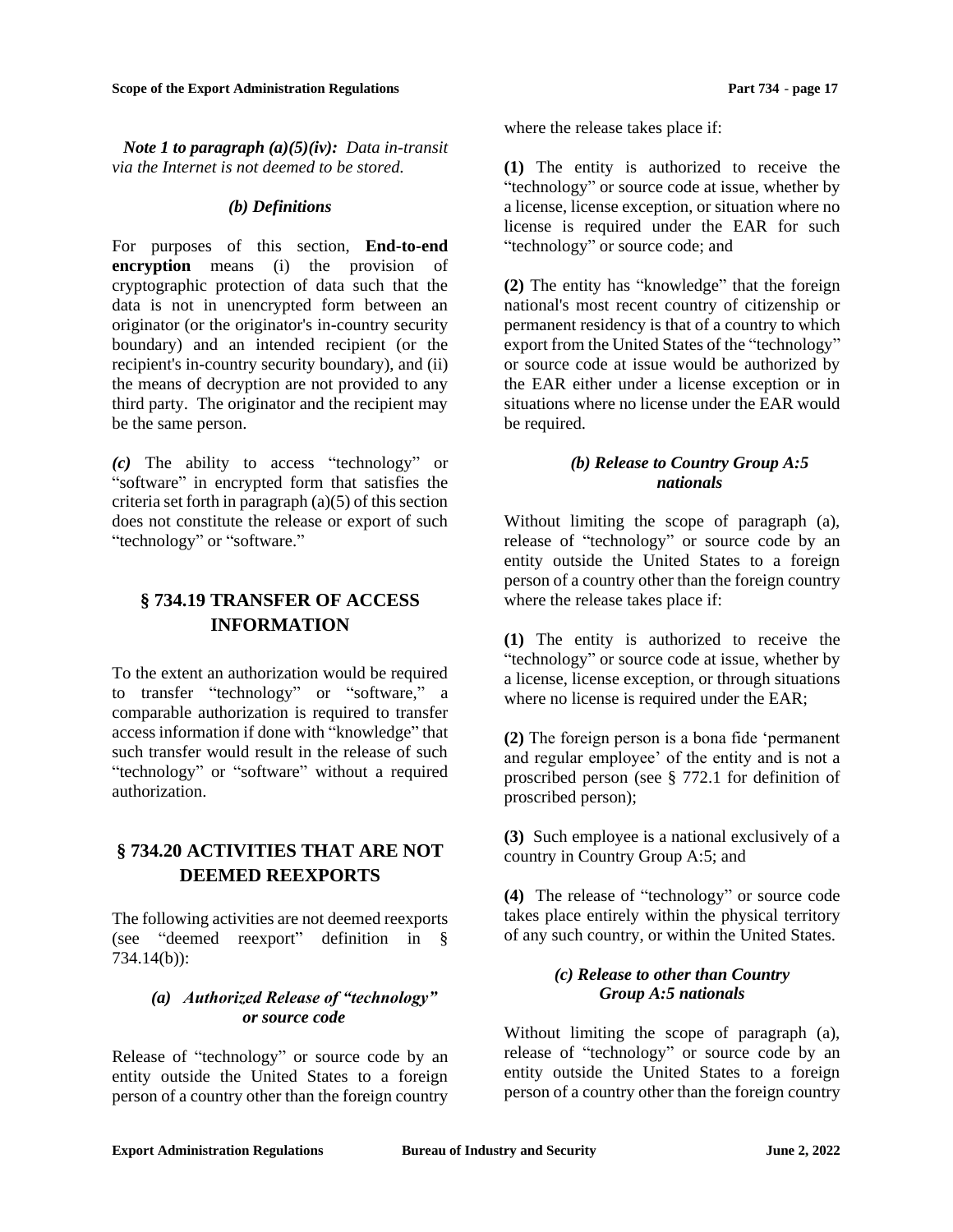*Note 1 to paragraph (a)(5)(iv): Data in-transit via the Internet is not deemed to be stored.*

### *(b) Definitions*

For purposes of this section, **End-to-end encryption** means (i) the provision of cryptographic protection of data such that the data is not in unencrypted form between an originator (or the originator's in-country security boundary) and an intended recipient (or the recipient's in-country security boundary), and (ii) the means of decryption are not provided to any third party. The originator and the recipient may be the same person.

***(c)*** The ability to access "technology" or "software" in encrypted form that satisfies the criteria set forth in paragraph (a)(5) of this section does not constitute the release or export of such "technology" or "software."

## § 734.19 TRANSFER OF ACCESS INFORMATION

To the extent an authorization would be required to transfer "technology" or "software," a comparable authorization is required to transfer access information if done with "knowledge" that such transfer would result in the release of such "technology" or "software" without a required authorization.

## § 734.20 ACTIVITIES THAT ARE NOT DEEMED REEXPORTS

The following activities are not deemed reexports (see "deemed reexport" definition in § 734.14(b)):

### *(a) Authorized Release of "technology" or source code*

Release of "technology" or source code by an entity outside the United States to a foreign person of a country other than the foreign country where the release takes place if:

**(1)** The entity is authorized to receive the "technology" or source code at issue, whether by a license, license exception, or situation where no license is required under the EAR for such "technology" or source code; and

**(2)** The entity has "knowledge" that the foreign national's most recent country of citizenship or permanent residency is that of a country to which export from the United States of the "technology" or source code at issue would be authorized by the EAR either under a license exception or in situations where no license under the EAR would be required.

### *(b) Release to Country Group A:5 nationals*

Without limiting the scope of paragraph (a), release of "technology" or source code by an entity outside the United States to a foreign person of a country other than the foreign country where the release takes place if:

**(1)** The entity is authorized to receive the "technology" or source code at issue, whether by a license, license exception, or through situations where no license is required under the EAR;

**(2)** The foreign person is a bona fide 'permanent and regular employee' of the entity and is not a proscribed person (see § 772.1 for definition of proscribed person);

**(3)** Such employee is a national exclusively of a country in Country Group A:5; and

**(4)** The release of "technology" or source code takes place entirely within the physical territory of any such country, or within the United States.

### *(c) Release to other than Country Group A:5 nationals*

Without limiting the scope of paragraph (a), release of "technology" or source code by an entity outside the United States to a foreign person of a country other than the foreign country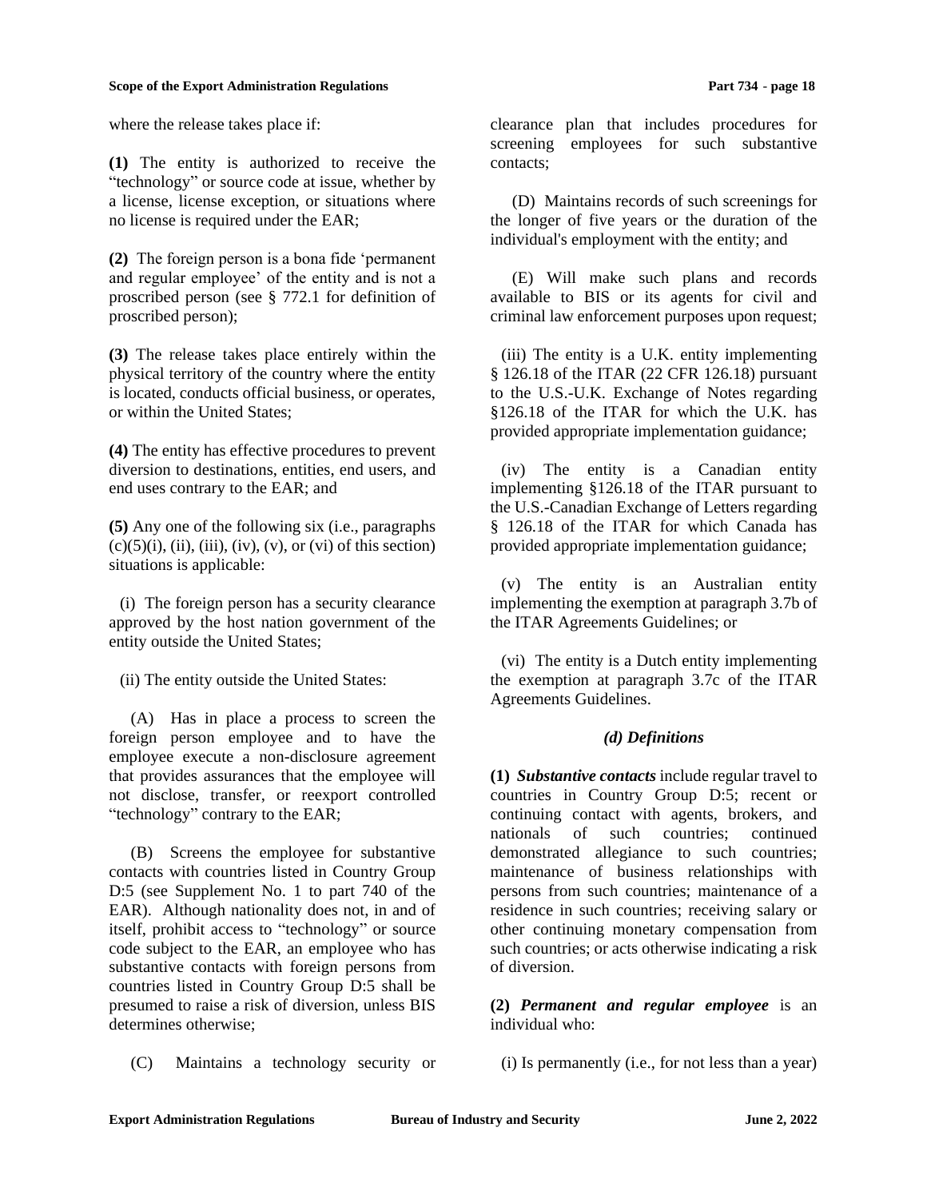where the release takes place if:

**(1)** The entity is authorized to receive the "technology" or source code at issue, whether by a license, license exception, or situations where no license is required under the EAR;

**(2)** The foreign person is a bona fide 'permanent and regular employee' of the entity and is not a proscribed person (see § 772.1 for definition of proscribed person);

**(3)** The release takes place entirely within the physical territory of the country where the entity is located, conducts official business, or operates, or within the United States;

**(4)** The entity has effective procedures to prevent diversion to destinations, entities, end users, and end uses contrary to the EAR; and

**(5)** Any one of the following six (i.e., paragraphs (c)(5)(i), (ii), (iii), (iv), (v), or (vi) of this section) situations is applicable:

(i) The foreign person has a security clearance approved by the host nation government of the entity outside the United States;

(ii) The entity outside the United States:

(A) Has in place a process to screen the foreign person employee and to have the employee execute a non-disclosure agreement that provides assurances that the employee will not disclose, transfer, or reexport controlled "technology" contrary to the EAR;

(B) Screens the employee for substantive contacts with countries listed in Country Group D:5 (see Supplement No. 1 to part 740 of the EAR). Although nationality does not, in and of itself, prohibit access to "technology" or source code subject to the EAR, an employee who has substantive contacts with foreign persons from countries listed in Country Group D:5 shall be presumed to raise a risk of diversion, unless BIS determines otherwise;

(C) Maintains a technology security or clearance plan that includes procedures for screening employees for such substantive contacts;

(D) Maintains records of such screenings for the longer of five years or the duration of the individual's employment with the entity; and

(E) Will make such plans and records available to BIS or its agents for civil and criminal law enforcement purposes upon request;

(iii) The entity is a U.K. entity implementing § 126.18 of the ITAR (22 CFR 126.18) pursuant to the U.S.-U.K. Exchange of Notes regarding §126.18 of the ITAR for which the U.K. has provided appropriate implementation guidance;

(iv) The entity is a Canadian entity implementing §126.18 of the ITAR pursuant to the U.S.-Canadian Exchange of Letters regarding § 126.18 of the ITAR for which Canada has provided appropriate implementation guidance;

(v) The entity is an Australian entity implementing the exemption at paragraph 3.7b of the ITAR Agreements Guidelines; or

(vi) The entity is a Dutch entity implementing the exemption at paragraph 3.7c of the ITAR Agreements Guidelines.

### *(d) Definitions*

**(1)** ***Substantive contacts*** include regular travel to countries in Country Group D:5; recent or continuing contact with agents, brokers, and nationals of such countries; continued demonstrated allegiance to such countries; maintenance of business relationships with persons from such countries; maintenance of a residence in such countries; receiving salary or other continuing monetary compensation from such countries; or acts otherwise indicating a risk of diversion.

**(2)** ***Permanent and regular employee*** is an individual who:

(i) Is permanently (i.e., for not less than a year)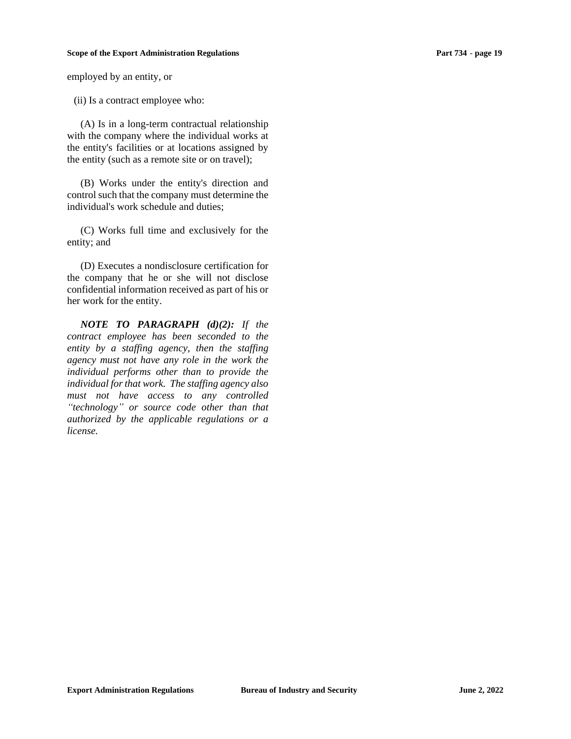employed by an entity, or

(ii) Is a contract employee who:

(A) Is in a long-term contractual relationship with the company where the individual works at the entity's facilities or at locations assigned by the entity (such as a remote site or on travel);

(B) Works under the entity's direction and control such that the company must determine the individual's work schedule and duties;

(C) Works full time and exclusively for the entity; and

(D) Executes a nondisclosure certification for the company that he or she will not disclose confidential information received as part of his or her work for the entity.

***NOTE TO PARAGRAPH (d)(2):*** *If the contract employee has been seconded to the entity by a staffing agency, then the staffing agency must not have any role in the work the individual performs other than to provide the individual for that work. The staffing agency also must not have access to any controlled ''technology'' or source code other than that authorized by the applicable regulations or a license.*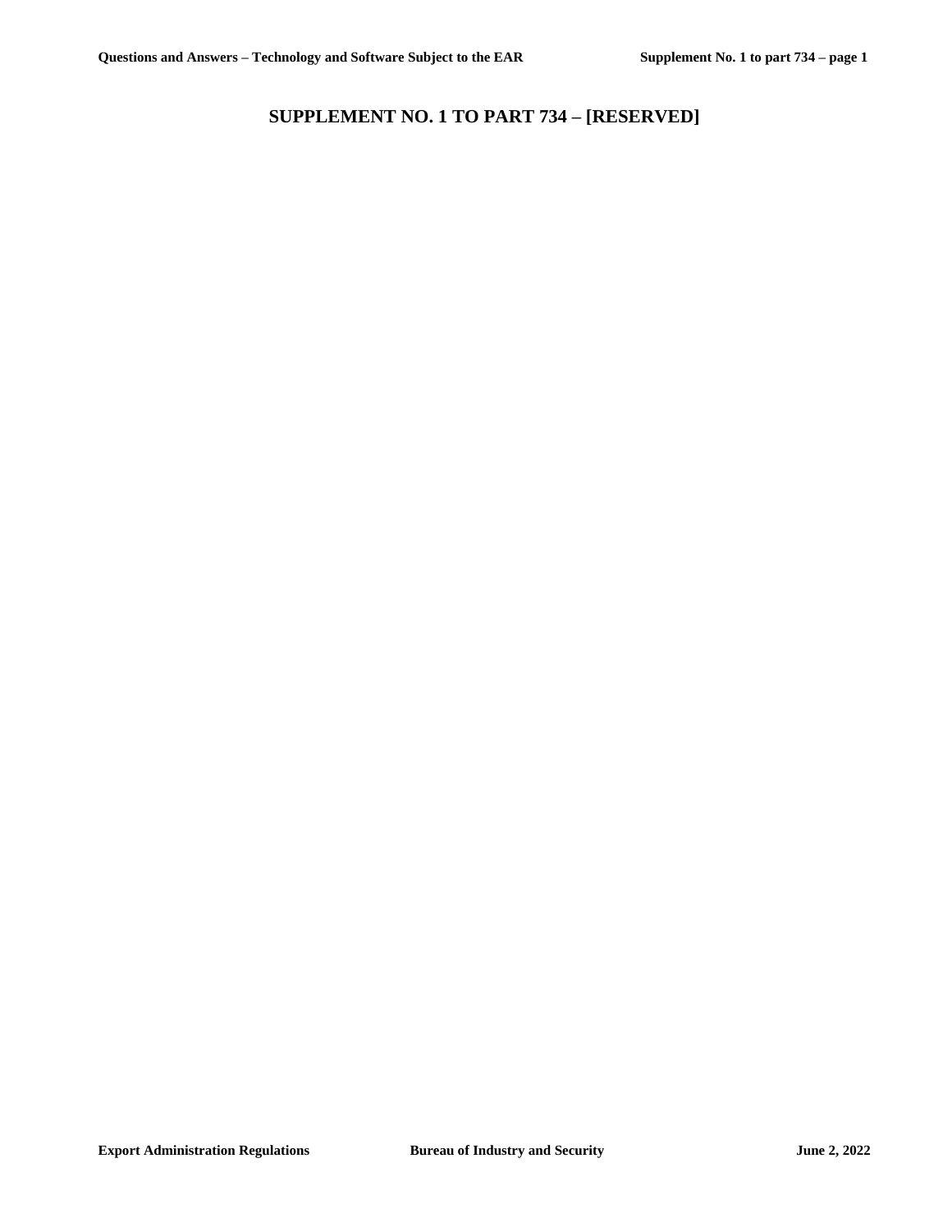# SUPPLEMENT NO. 1 TO PART 734 – [RESERVED]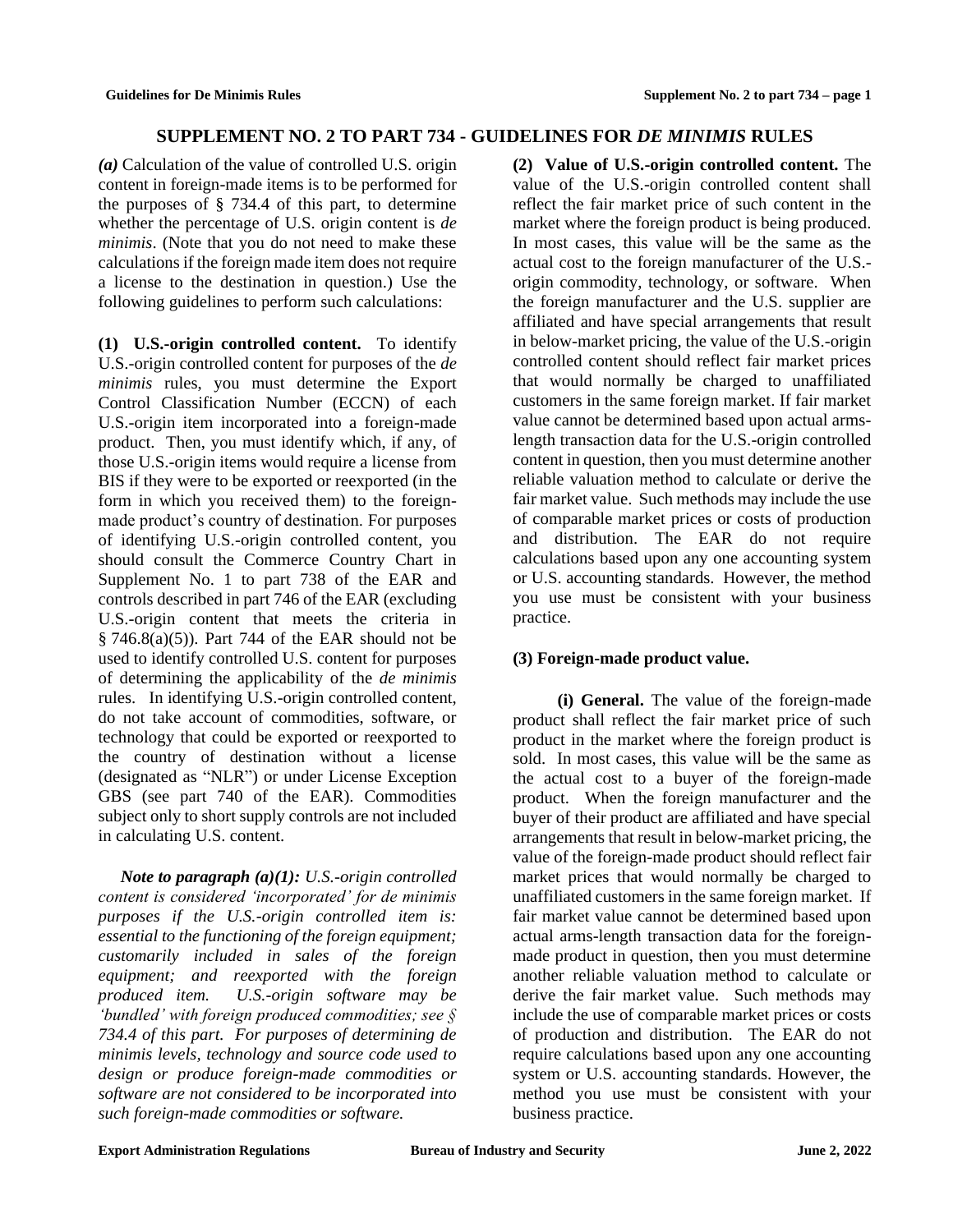# SUPPLEMENT NO. 2 TO PART 734 - GUIDELINES FOR *DE MINIMIS* RULES

***(a)*** Calculation of the value of controlled U.S. origin content in foreign-made items is to be performed for the purposes of § 734.4 of this part, to determine whether the percentage of U.S. origin content is *de minimis*. (Note that you do not need to make these calculations if the foreign made item does not require a license to the destination in question.) Use the following guidelines to perform such calculations:

**(1) U.S.-origin controlled content.** To identify U.S.-origin controlled content for purposes of the *de minimis* rules, you must determine the Export Control Classification Number (ECCN) of each U.S.-origin item incorporated into a foreign-made product. Then, you must identify which, if any, of those U.S.-origin items would require a license from BIS if they were to be exported or reexported (in the form in which you received them) to the foreign-made product's country of destination. For purposes of identifying U.S.-origin controlled content, you should consult the Commerce Country Chart in Supplement No. 1 to part 738 of the EAR and controls described in part 746 of the EAR (excluding U.S.-origin content that meets the criteria in § 746.8(a)(5)). Part 744 of the EAR should not be used to identify controlled U.S. content for purposes of determining the applicability of the *de minimis* rules. In identifying U.S.-origin controlled content, do not take account of commodities, software, or technology that could be exported or reexported to the country of destination without a license (designated as "NLR") or under License Exception GBS (see part 740 of the EAR). Commodities subject only to short supply controls are not included in calculating U.S. content.

***Note to paragraph (a)(1):*** *U.S.-origin controlled content is considered 'incorporated' for de minimis purposes if the U.S.-origin controlled item is: essential to the functioning of the foreign equipment; customarily included in sales of the foreign equipment; and reexported with the foreign produced item. U.S.-origin software may be 'bundled' with foreign produced commodities; see § 734.4 of this part. For purposes of determining de minimis levels, technology and source code used to design or produce foreign-made commodities or software are not considered to be incorporated into such foreign-made commodities or software.*

**(2) Value of U.S.-origin controlled content.** The value of the U.S.-origin controlled content shall reflect the fair market price of such content in the market where the foreign product is being produced. In most cases, this value will be the same as the actual cost to the foreign manufacturer of the U.S.-origin commodity, technology, or software. When the foreign manufacturer and the U.S. supplier are affiliated and have special arrangements that result in below-market pricing, the value of the U.S.-origin controlled content should reflect fair market prices that would normally be charged to unaffiliated customers in the same foreign market. If fair market value cannot be determined based upon actual arms-length transaction data for the U.S.-origin controlled content in question, then you must determine another reliable valuation method to calculate or derive the fair market value. Such methods may include the use of comparable market prices or costs of production and distribution. The EAR do not require calculations based upon any one accounting system or U.S. accounting standards. However, the method you use must be consistent with your business practice.

**(3) Foreign-made product value.**

**(i) General.** The value of the foreign-made product shall reflect the fair market price of such product in the market where the foreign product is sold. In most cases, this value will be the same as the actual cost to a buyer of the foreign-made product. When the foreign manufacturer and the buyer of their product are affiliated and have special arrangements that result in below-market pricing, the value of the foreign-made product should reflect fair market prices that would normally be charged to unaffiliated customers in the same foreign market. If fair market value cannot be determined based upon actual arms-length transaction data for the foreign-made product in question, then you must determine another reliable valuation method to calculate or derive the fair market value. Such methods may include the use of comparable market prices or costs of production and distribution. The EAR do not require calculations based upon any one accounting system or U.S. accounting standards. However, the method you use must be consistent with your business practice.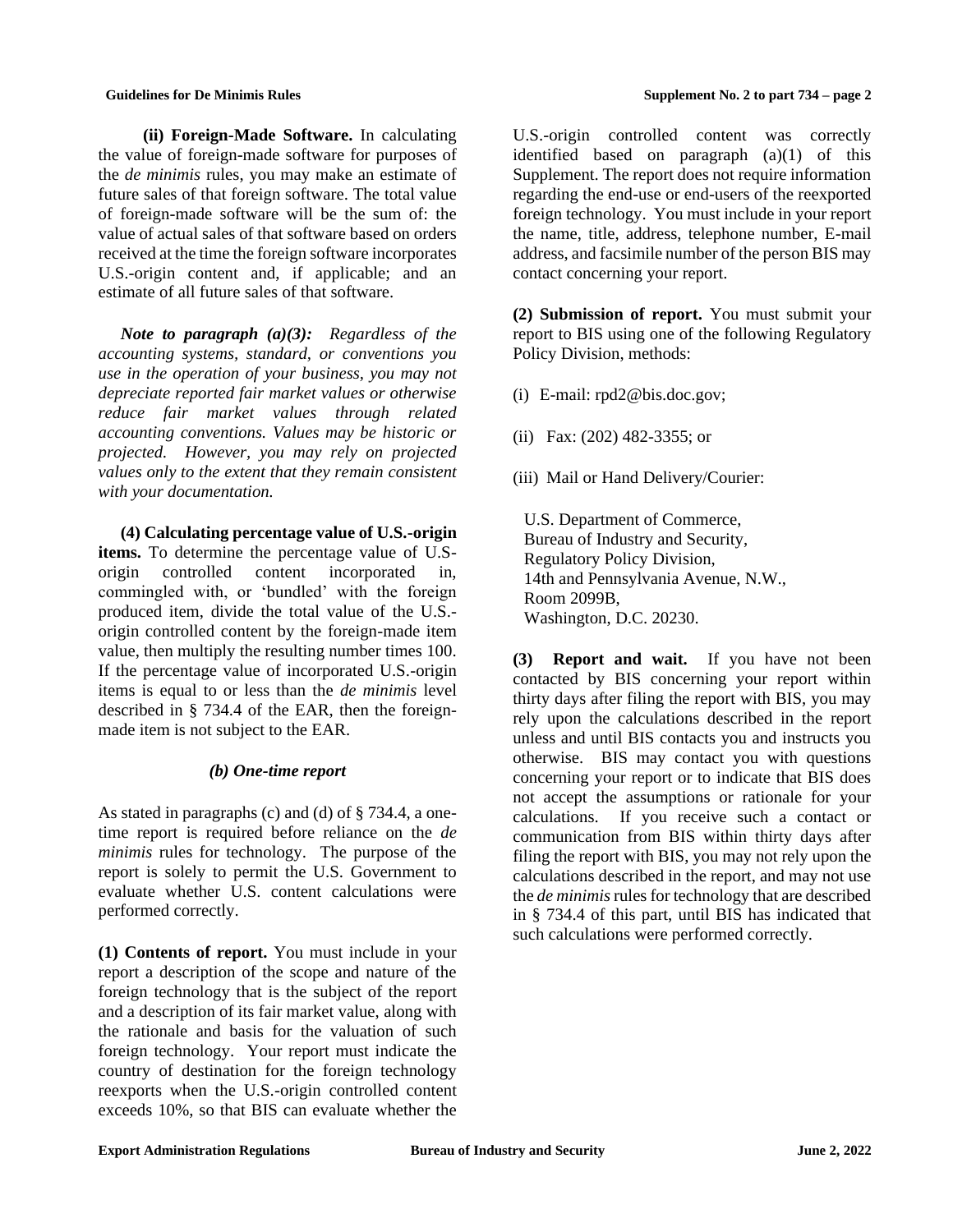**(ii) Foreign-Made Software.** In calculating the value of foreign-made software for purposes of the *de minimis* rules, you may make an estimate of future sales of that foreign software. The total value of foreign-made software will be the sum of: the value of actual sales of that software based on orders received at the time the foreign software incorporates U.S.-origin content and, if applicable; and an estimate of all future sales of that software.

***Note to paragraph (a)(3):*** *Regardless of the accounting systems, standard, or conventions you use in the operation of your business, you may not depreciate reported fair market values or otherwise reduce fair market values through related accounting conventions. Values may be historic or projected. However, you may rely on projected values only to the extent that they remain consistent with your documentation.*

**(4) Calculating percentage value of U.S.-origin items.** To determine the percentage value of U.S-origin controlled content incorporated in, commingled with, or 'bundled' with the foreign produced item, divide the total value of the U.S.-origin controlled content by the foreign-made item value, then multiply the resulting number times 100. If the percentage value of incorporated U.S.-origin items is equal to or less than the *de minimis* level described in § 734.4 of the EAR, then the foreign-made item is not subject to the EAR.

### *(b) One-time report*

As stated in paragraphs (c) and (d) of § 734.4, a one-time report is required before reliance on the *de minimis* rules for technology. The purpose of the report is solely to permit the U.S. Government to evaluate whether U.S. content calculations were performed correctly.

**(1) Contents of report.** You must include in your report a description of the scope and nature of the foreign technology that is the subject of the report and a description of its fair market value, along with the rationale and basis for the valuation of such foreign technology. Your report must indicate the country of destination for the foreign technology reexports when the U.S.-origin controlled content exceeds 10%, so that BIS can evaluate whether the U.S.-origin controlled content was correctly identified based on paragraph (a)(1) of this Supplement. The report does not require information regarding the end-use or end-users of the reexported foreign technology. You must include in your report the name, title, address, telephone number, E-mail address, and facsimile number of the person BIS may contact concerning your report.

**(2) Submission of report.** You must submit your report to BIS using one of the following Regulatory Policy Division, methods:

(i) E-mail: rpd2@bis.doc.gov;

(ii) Fax: (202) 482-3355; or

(iii) Mail or Hand Delivery/Courier:

U.S. Department of Commerce,
Bureau of Industry and Security,
Regulatory Policy Division,
14th and Pennsylvania Avenue, N.W.,
Room 2099B,
Washington, D.C. 20230.

**(3) Report and wait.** If you have not been contacted by BIS concerning your report within thirty days after filing the report with BIS, you may rely upon the calculations described in the report unless and until BIS contacts you and instructs you otherwise. BIS may contact you with questions concerning your report or to indicate that BIS does not accept the assumptions or rationale for your calculations. If you receive such a contact or communication from BIS within thirty days after filing the report with BIS, you may not rely upon the calculations described in the report, and may not use the *de minimis* rules for technology that are described in § 734.4 of this part, until BIS has indicated that such calculations were performed correctly.